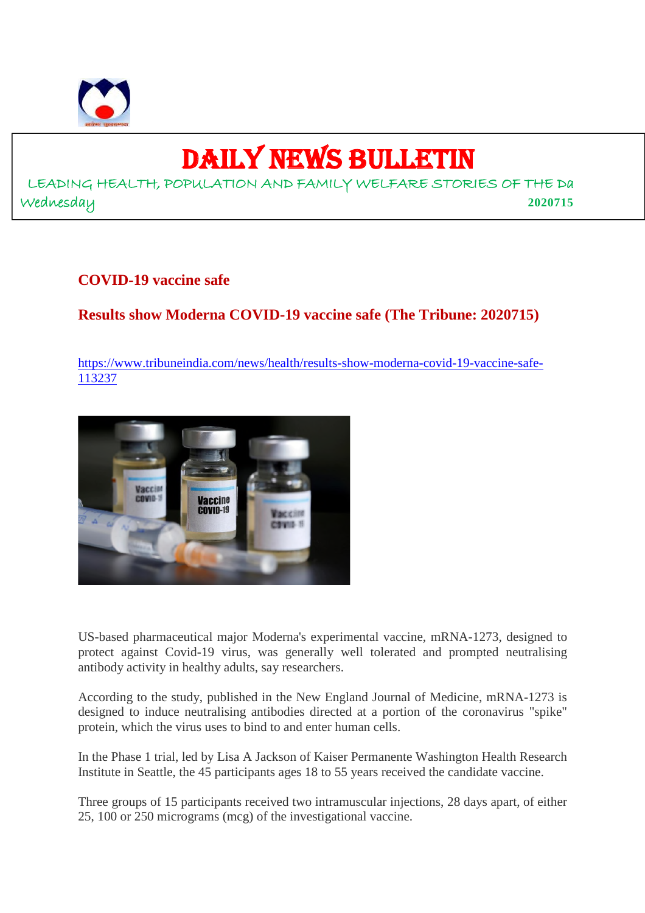# DAILY NEWS BULLETIN

LEADING HEALTH, POPULATION AND FAMILY WELFARE STORIES OF THE Da

Wednesday **2020715**

## COVID-19 vaccine safe

### Results show Moderna COVID-19 vaccine safe (The Tribune: 2020715)

https://www.tribuneindia.com/news/health/results-show-moderna-covid-19-vaccine-safe-113237

US-based pharmaceutical major Moderna's experimental vaccine, mRNA-1273, designed to protect against Covid-19 virus, was generally well tolerated and prompted neutralising antibody activity in healthy adults, say researchers.

According to the study, published in the New England Journal of Medicine, mRNA-1273 is designed to induce neutralising antibodies directed at a portion of the coronavirus "spike" protein, which the virus uses to bind to and enter human cells.

In the Phase 1 trial, led by Lisa A Jackson of Kaiser Permanente Washington Health Research Institute in Seattle, the 45 participants ages 18 to 55 years received the candidate vaccine.

Three groups of 15 participants received two intramuscular injections, 28 days apart, of either 25, 100 or 250 micrograms (mcg) of the investigational vaccine.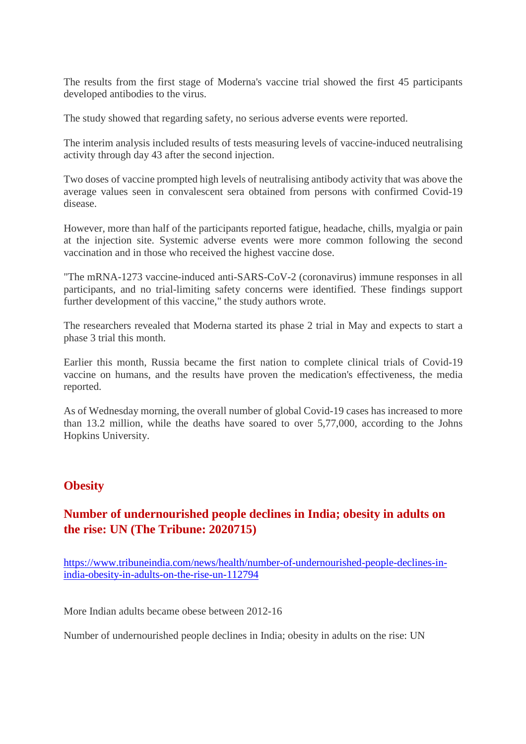The results from the first stage of Moderna's vaccine trial showed the first 45 participants developed antibodies to the virus.

The study showed that regarding safety, no serious adverse events were reported.

The interim analysis included results of tests measuring levels of vaccine-induced neutralising activity through day 43 after the second injection.

Two doses of vaccine prompted high levels of neutralising antibody activity that was above the average values seen in convalescent sera obtained from persons with confirmed Covid-19 disease.

However, more than half of the participants reported fatigue, headache, chills, myalgia or pain at the injection site. Systemic adverse events were more common following the second vaccination and in those who received the highest vaccine dose.

"The mRNA-1273 vaccine-induced anti-SARS-CoV-2 (coronavirus) immune responses in all participants, and no trial-limiting safety concerns were identified. These findings support further development of this vaccine," the study authors wrote.

The researchers revealed that Moderna started its phase 2 trial in May and expects to start a phase 3 trial this month.

Earlier this month, Russia became the first nation to complete clinical trials of Covid-19 vaccine on humans, and the results have proven the medication's effectiveness, the media reported.

As of Wednesday morning, the overall number of global Covid-19 cases has increased to more than 13.2 million, while the deaths have soared to over 5,77,000, according to the Johns Hopkins University.

## Obesity

### Number of undernourished people declines in India; obesity in adults on the rise: UN (The Tribune: 2020715)

https://www.tribuneindia.com/news/health/number-of-undernourished-people-declines-in-india-obesity-in-adults-on-the-rise-un-112794

More Indian adults became obese between 2012-16

Number of undernourished people declines in India; obesity in adults on the rise: UN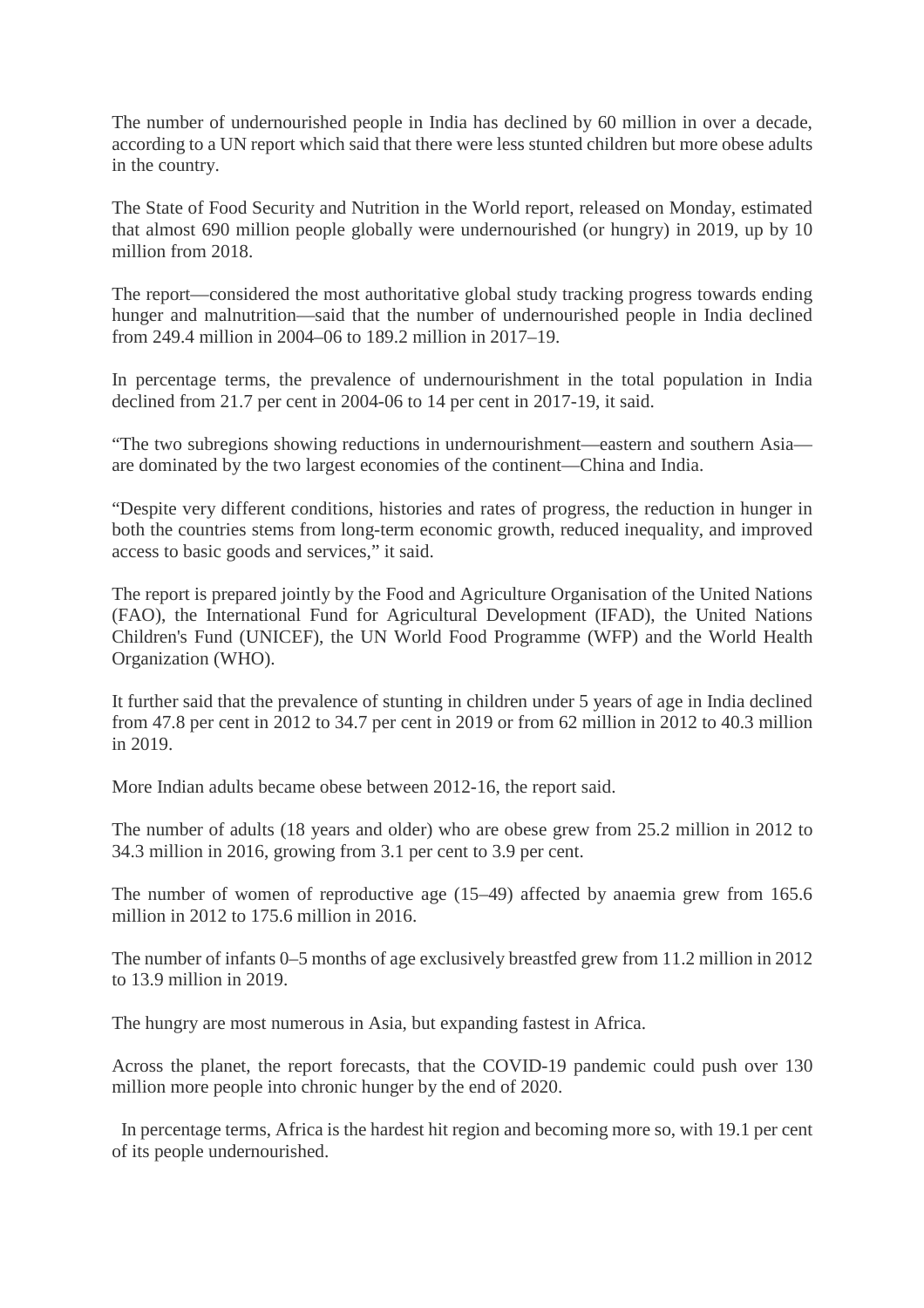The number of undernourished people in India has declined by 60 million in over a decade, according to a UN report which said that there were less stunted children but more obese adults in the country.

The State of Food Security and Nutrition in the World report, released on Monday, estimated that almost 690 million people globally were undernourished (or hungry) in 2019, up by 10 million from 2018.

The report—considered the most authoritative global study tracking progress towards ending hunger and malnutrition—said that the number of undernourished people in India declined from 249.4 million in 2004–06 to 189.2 million in 2017–19.

In percentage terms, the prevalence of undernourishment in the total population in India declined from 21.7 per cent in 2004-06 to 14 per cent in 2017-19, it said.

“The two subregions showing reductions in undernourishment—eastern and southern Asia—are dominated by the two largest economies of the continent—China and India.

“Despite very different conditions, histories and rates of progress, the reduction in hunger in both the countries stems from long-term economic growth, reduced inequality, and improved access to basic goods and services,” it said.

The report is prepared jointly by the Food and Agriculture Organisation of the United Nations (FAO), the International Fund for Agricultural Development (IFAD), the United Nations Children's Fund (UNICEF), the UN World Food Programme (WFP) and the World Health Organization (WHO).

It further said that the prevalence of stunting in children under 5 years of age in India declined from 47.8 per cent in 2012 to 34.7 per cent in 2019 or from 62 million in 2012 to 40.3 million in 2019.

More Indian adults became obese between 2012-16, the report said.

The number of adults (18 years and older) who are obese grew from 25.2 million in 2012 to 34.3 million in 2016, growing from 3.1 per cent to 3.9 per cent.

The number of women of reproductive age (15–49) affected by anaemia grew from 165.6 million in 2012 to 175.6 million in 2016.

The number of infants 0–5 months of age exclusively breastfed grew from 11.2 million in 2012 to 13.9 million in 2019.

The hungry are most numerous in Asia, but expanding fastest in Africa.

Across the planet, the report forecasts, that the COVID-19 pandemic could push over 130 million more people into chronic hunger by the end of 2020.

In percentage terms, Africa is the hardest hit region and becoming more so, with 19.1 per cent of its people undernourished.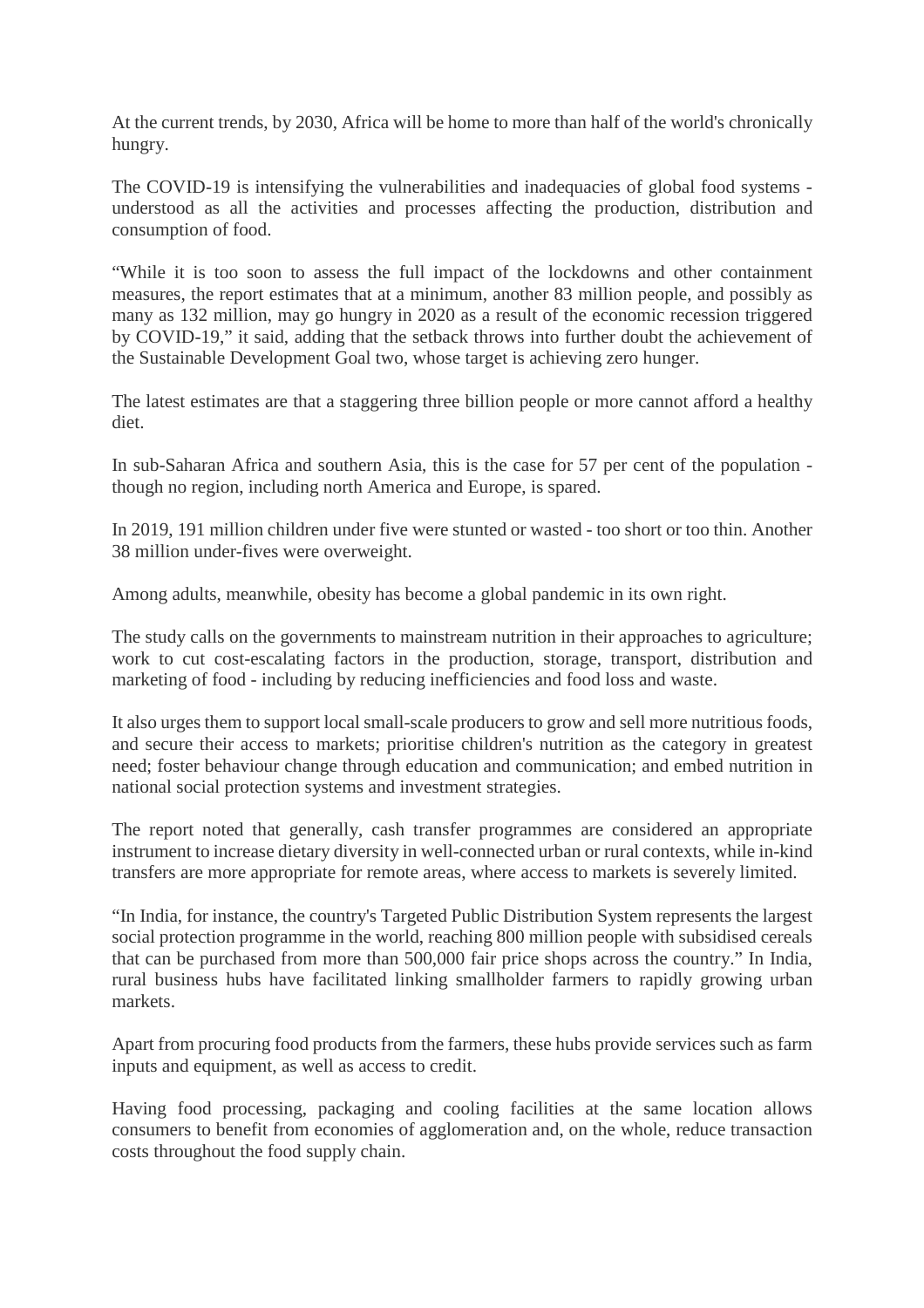At the current trends, by 2030, Africa will be home to more than half of the world's chronically hungry.

The COVID-19 is intensifying the vulnerabilities and inadequacies of global food systems - understood as all the activities and processes affecting the production, distribution and consumption of food.

“While it is too soon to assess the full impact of the lockdowns and other containment measures, the report estimates that at a minimum, another 83 million people, and possibly as many as 132 million, may go hungry in 2020 as a result of the economic recession triggered by COVID-19,” it said, adding that the setback throws into further doubt the achievement of the Sustainable Development Goal two, whose target is achieving zero hunger.

The latest estimates are that a staggering three billion people or more cannot afford a healthy diet.

In sub-Saharan Africa and southern Asia, this is the case for 57 per cent of the population - though no region, including north America and Europe, is spared.

In 2019, 191 million children under five were stunted or wasted - too short or too thin. Another 38 million under-fives were overweight.

Among adults, meanwhile, obesity has become a global pandemic in its own right.

The study calls on the governments to mainstream nutrition in their approaches to agriculture; work to cut cost-escalating factors in the production, storage, transport, distribution and marketing of food - including by reducing inefficiencies and food loss and waste.

It also urges them to support local small-scale producers to grow and sell more nutritious foods, and secure their access to markets; prioritise children's nutrition as the category in greatest need; foster behaviour change through education and communication; and embed nutrition in national social protection systems and investment strategies.

The report noted that generally, cash transfer programmes are considered an appropriate instrument to increase dietary diversity in well-connected urban or rural contexts, while in-kind transfers are more appropriate for remote areas, where access to markets is severely limited.

“In India, for instance, the country's Targeted Public Distribution System represents the largest social protection programme in the world, reaching 800 million people with subsidised cereals that can be purchased from more than 500,000 fair price shops across the country.” In India, rural business hubs have facilitated linking smallholder farmers to rapidly growing urban markets.

Apart from procuring food products from the farmers, these hubs provide services such as farm inputs and equipment, as well as access to credit.

Having food processing, packaging and cooling facilities at the same location allows consumers to benefit from economies of agglomeration and, on the whole, reduce transaction costs throughout the food supply chain.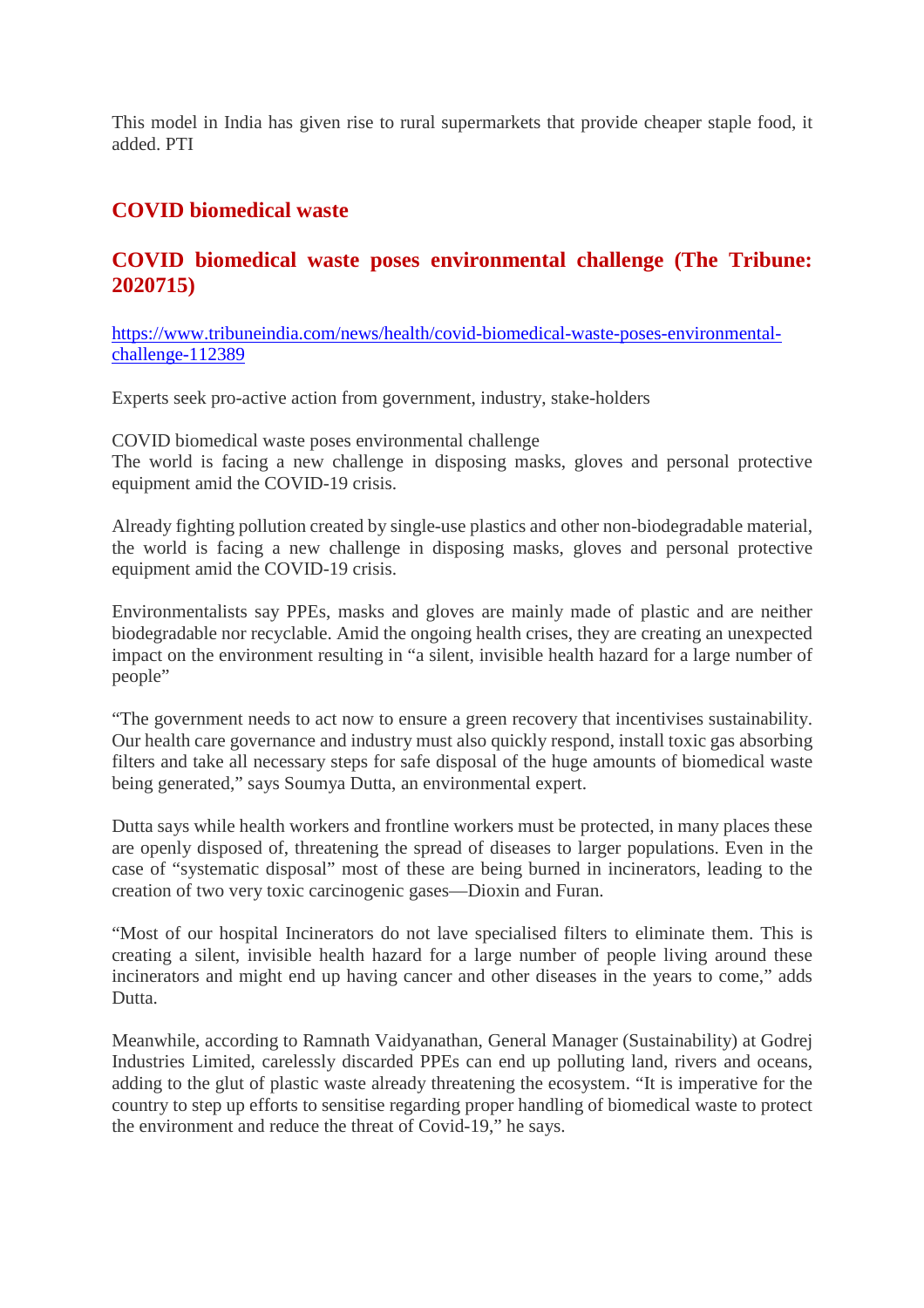This model in India has given rise to rural supermarkets that provide cheaper staple food, it added. PTI

## COVID biomedical waste

### COVID biomedical waste poses environmental challenge (The Tribune: 2020715)

https://www.tribuneindia.com/news/health/covid-biomedical-waste-poses-environmental-challenge-112389

Experts seek pro-active action from government, industry, stake-holders

COVID biomedical waste poses environmental challenge
The world is facing a new challenge in disposing masks, gloves and personal protective equipment amid the COVID-19 crisis.

Already fighting pollution created by single-use plastics and other non-biodegradable material, the world is facing a new challenge in disposing masks, gloves and personal protective equipment amid the COVID-19 crisis.

Environmentalists say PPEs, masks and gloves are mainly made of plastic and are neither biodegradable nor recyclable. Amid the ongoing health crises, they are creating an unexpected impact on the environment resulting in "a silent, invisible health hazard for a large number of people"

"The government needs to act now to ensure a green recovery that incentivises sustainability. Our health care governance and industry must also quickly respond, install toxic gas absorbing filters and take all necessary steps for safe disposal of the huge amounts of biomedical waste being generated," says Soumya Dutta, an environmental expert.

Dutta says while health workers and frontline workers must be protected, in many places these are openly disposed of, threatening the spread of diseases to larger populations. Even in the case of "systematic disposal" most of these are being burned in incinerators, leading to the creation of two very toxic carcinogenic gases—Dioxin and Furan.

"Most of our hospital Incinerators do not lave specialised filters to eliminate them. This is creating a silent, invisible health hazard for a large number of people living around these incinerators and might end up having cancer and other diseases in the years to come," adds Dutta.

Meanwhile, according to Ramnath Vaidyanathan, General Manager (Sustainability) at Godrej Industries Limited, carelessly discarded PPEs can end up polluting land, rivers and oceans, adding to the glut of plastic waste already threatening the ecosystem. "It is imperative for the country to step up efforts to sensitise regarding proper handling of biomedical waste to protect the environment and reduce the threat of Covid-19," he says.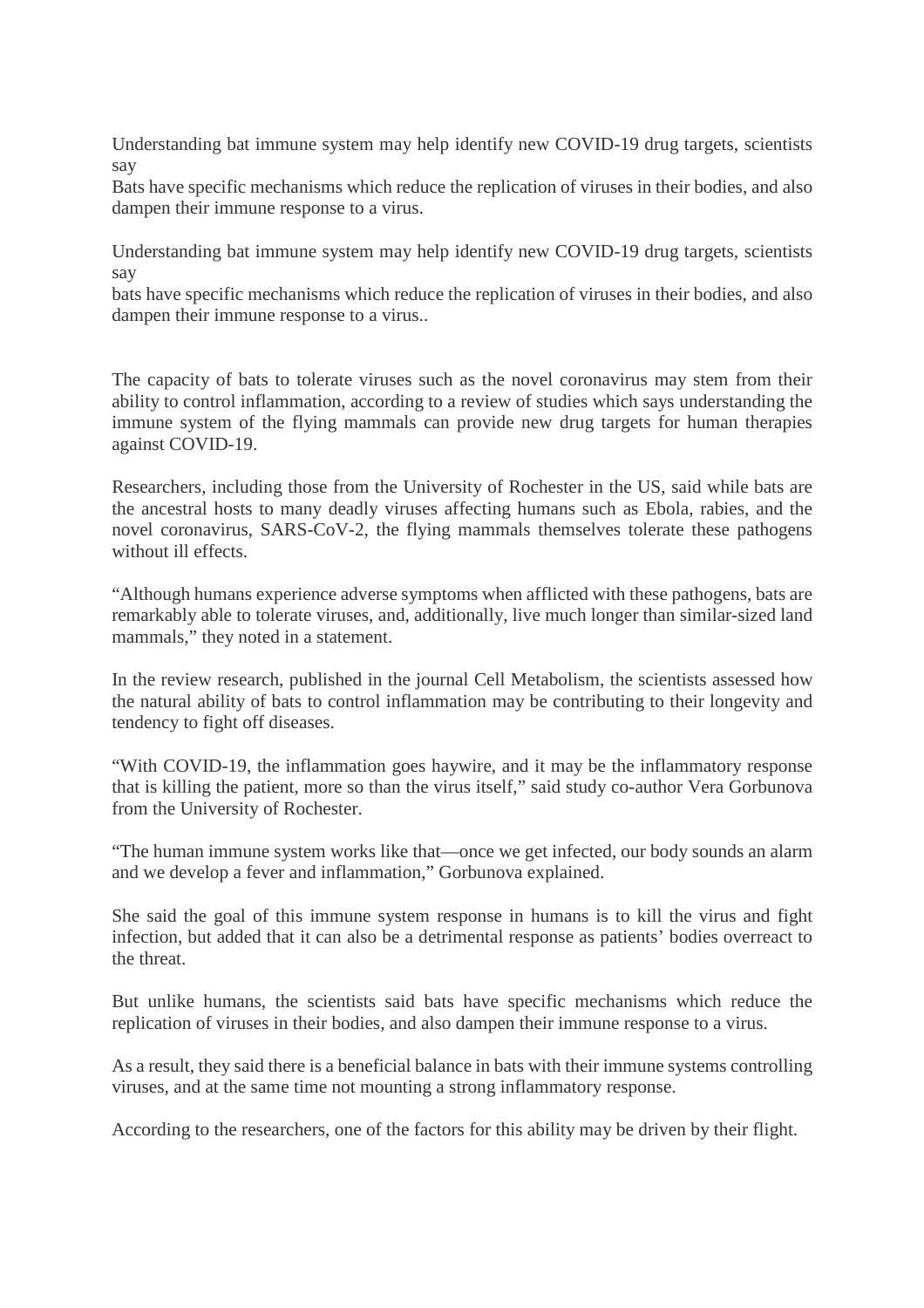Understanding bat immune system may help identify new COVID-19 drug targets, scientists say

Bats have specific mechanisms which reduce the replication of viruses in their bodies, and also dampen their immune response to a virus.

Understanding bat immune system may help identify new COVID-19 drug targets, scientists say

bats have specific mechanisms which reduce the replication of viruses in their bodies, and also dampen their immune response to a virus..

The capacity of bats to tolerate viruses such as the novel coronavirus may stem from their ability to control inflammation, according to a review of studies which says understanding the immune system of the flying mammals can provide new drug targets for human therapies against COVID-19.

Researchers, including those from the University of Rochester in the US, said while bats are the ancestral hosts to many deadly viruses affecting humans such as Ebola, rabies, and the novel coronavirus, SARS-CoV-2, the flying mammals themselves tolerate these pathogens without ill effects.

“Although humans experience adverse symptoms when afflicted with these pathogens, bats are remarkably able to tolerate viruses, and, additionally, live much longer than similar-sized land mammals,” they noted in a statement.

In the review research, published in the journal Cell Metabolism, the scientists assessed how the natural ability of bats to control inflammation may be contributing to their longevity and tendency to fight off diseases.

“With COVID-19, the inflammation goes haywire, and it may be the inflammatory response that is killing the patient, more so than the virus itself,” said study co-author Vera Gorbunova from the University of Rochester.

“The human immune system works like that—once we get infected, our body sounds an alarm and we develop a fever and inflammation,” Gorbunova explained.

She said the goal of this immune system response in humans is to kill the virus and fight infection, but added that it can also be a detrimental response as patients’ bodies overreact to the threat.

But unlike humans, the scientists said bats have specific mechanisms which reduce the replication of viruses in their bodies, and also dampen their immune response to a virus.

As a result, they said there is a beneficial balance in bats with their immune systems controlling viruses, and at the same time not mounting a strong inflammatory response.

According to the researchers, one of the factors for this ability may be driven by their flight.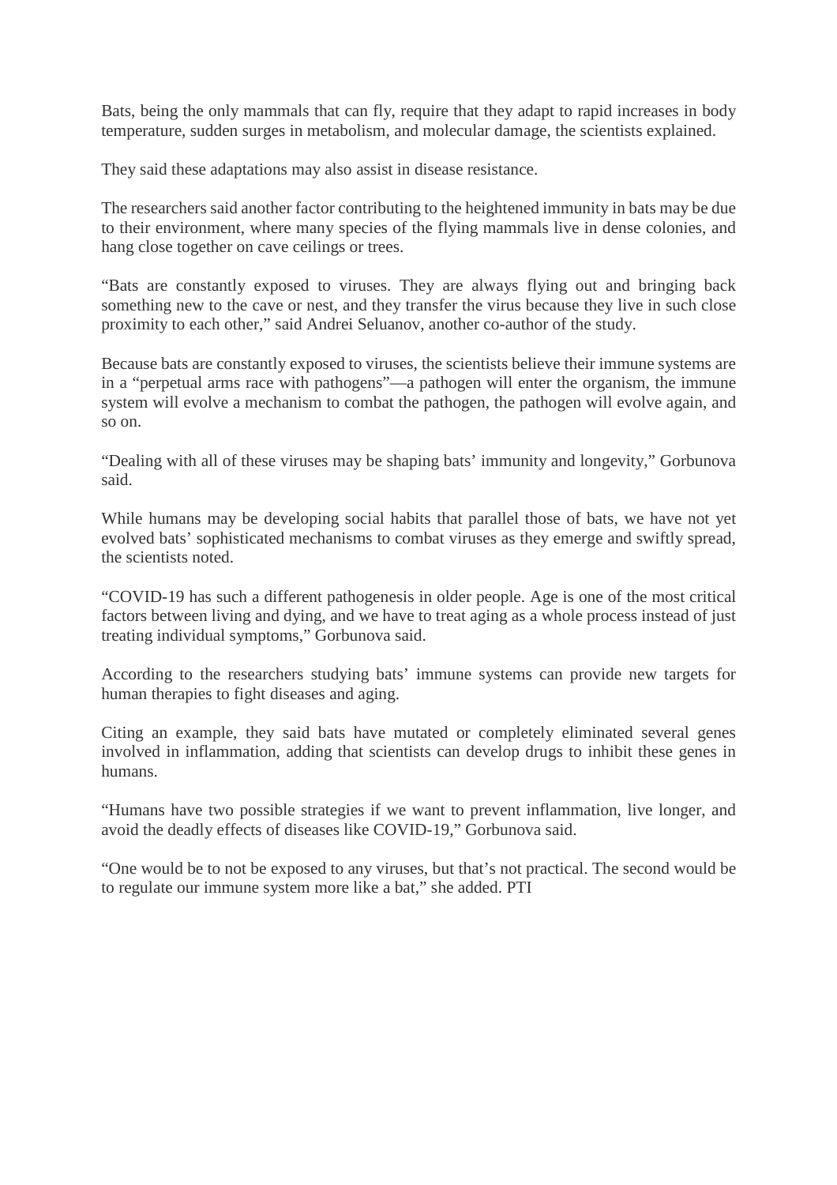Bats, being the only mammals that can fly, require that they adapt to rapid increases in body temperature, sudden surges in metabolism, and molecular damage, the scientists explained.

They said these adaptations may also assist in disease resistance.

The researchers said another factor contributing to the heightened immunity in bats may be due to their environment, where many species of the flying mammals live in dense colonies, and hang close together on cave ceilings or trees.

“Bats are constantly exposed to viruses. They are always flying out and bringing back something new to the cave or nest, and they transfer the virus because they live in such close proximity to each other,” said Andrei Seluanov, another co-author of the study.

Because bats are constantly exposed to viruses, the scientists believe their immune systems are in a “perpetual arms race with pathogens”—a pathogen will enter the organism, the immune system will evolve a mechanism to combat the pathogen, the pathogen will evolve again, and so on.

“Dealing with all of these viruses may be shaping bats’ immunity and longevity,” Gorbunova said.

While humans may be developing social habits that parallel those of bats, we have not yet evolved bats’ sophisticated mechanisms to combat viruses as they emerge and swiftly spread, the scientists noted.

“COVID-19 has such a different pathogenesis in older people. Age is one of the most critical factors between living and dying, and we have to treat aging as a whole process instead of just treating individual symptoms,” Gorbunova said.

According to the researchers studying bats’ immune systems can provide new targets for human therapies to fight diseases and aging.

Citing an example, they said bats have mutated or completely eliminated several genes involved in inflammation, adding that scientists can develop drugs to inhibit these genes in humans.

“Humans have two possible strategies if we want to prevent inflammation, live longer, and avoid the deadly effects of diseases like COVID-19,” Gorbunova said.

“One would be to not be exposed to any viruses, but that’s not practical. The second would be to regulate our immune system more like a bat,” she added. PTI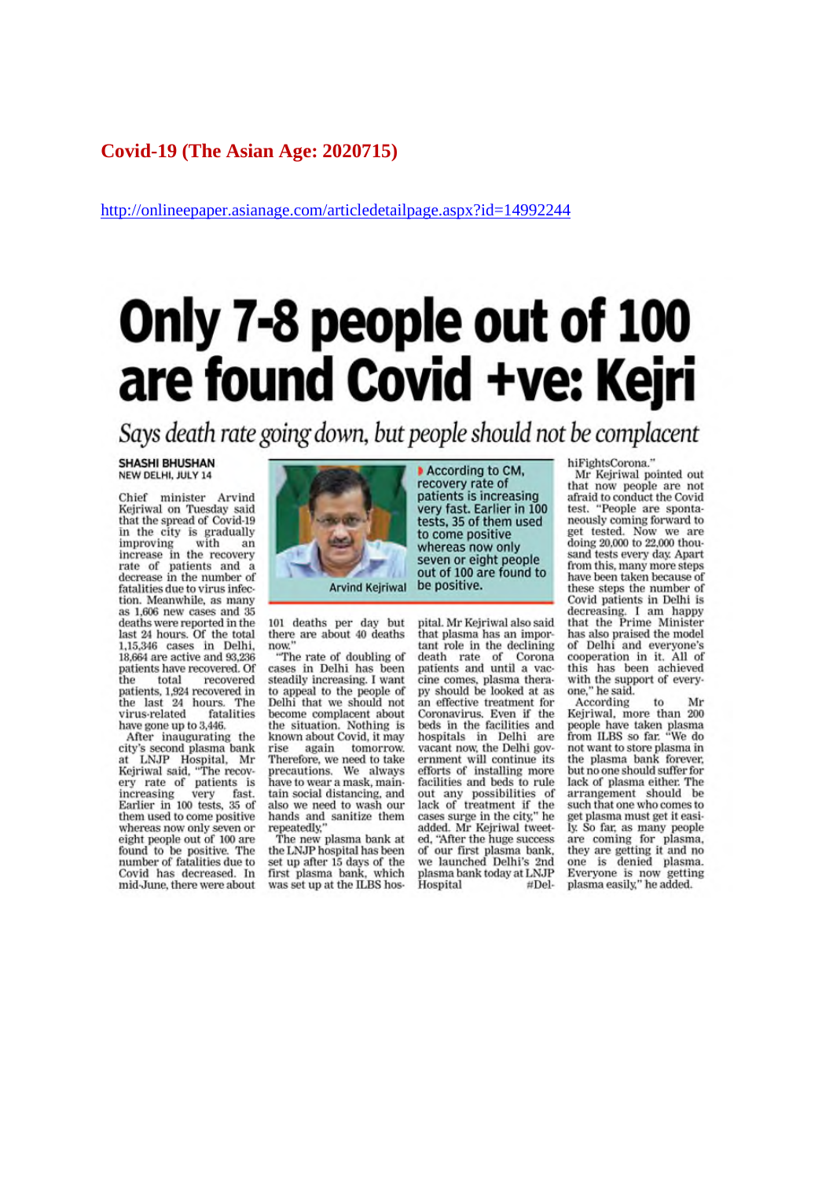**Covid-19 (The Asian Age: 2020715)**

http://onlineepaper.asianage.com/articledetailpage.aspx?id=14992244

# Only 7-8 people out of 100 are found Covid +ve: Kejri

*Says death rate going down, but people should not be complacent*

**SHASHI BHUSHAN**
NEW DELHI, JULY 14

Chief minister Arvind Kejriwal on Tuesday said that the spread of Covid-19 in the city is gradually improving with an increase in the recovery rate of patients and a decrease in the number of fatalities due to virus infection. Meanwhile, as many as 1,606 new cases and 35 deaths were reported in the last 24 hours. Of the total 1,15,346 cases in Delhi, 18,664 are active and 93,236 patients have recovered. Of the total recovered patients, 1,924 recovered in the last 24 hours. The virus-related fatalities have gone up to 3,446.

After inaugurating the city's second plasma bank at LNJP Hospital, Mr Kejriwal said, "The recovery rate of patients is increasing very fast. Earlier in 100 tests, 35 of them used to come positive whereas now only seven or eight people out of 100 are found to be positive. The number of fatalities due to Covid has decreased. In mid-June, there were about 101 deaths per day but there are about 40 deaths now."

Arvind Kejriwal

▶ According to CM, recovery rate of patients is increasing very fast. Earlier in 100 tests, 35 of them used to come positive whereas now only seven or eight people out of 100 are found to be positive.

"The rate of doubling of cases in Delhi has been steadily increasing. I want to appeal to the people of Delhi that we should not become complacent about the situation. Nothing is known about Covid, it may rise again tomorrow. Therefore, we need to take precautions. We always have to wear a mask, maintain social distancing, and also we need to wash our hands and sanitize them repeatedly."

The new plasma bank at the LNJP hospital has been set up after 15 days of the first plasma bank, which was set up at the ILBS hospital. Mr Kejriwal also said that plasma has an important role in the declining death rate of Corona patients and until a vaccine comes, plasma therapy should be looked at as an effective treatment for Coronavirus. Even if the beds in the facilities and hospitals in Delhi are vacant now, the Delhi government will continue its efforts of installing more facilities and beds to rule out any possibilities of lack of treatment if the cases surge in the city," he added. Mr Kejriwal tweeted, "After the huge success of our first plasma bank, we launched Delhi's 2nd plasma bank today at LNJP Hospital #DelhiFightsCorona."

Mr Kejriwal pointed out that now people are not afraid to conduct the Covid test. "People are spontaneously coming forward to get tested. Now we are doing 20,000 to 22,000 thousand tests every day. Apart from this, many more steps have been taken because of these steps the number of Covid patients in Delhi is decreasing. I am happy that the Prime Minister has also praised the model of Delhi and everyone's cooperation in it. All of this has been achieved with the support of everyone," he said.

According to Mr Kejriwal, more than 200 people have taken plasma from ILBS so far. "We do not want to store plasma in the plasma bank forever, but no one should suffer for lack of plasma either. The arrangement should be such that one who comes to get plasma must get it easily. So far, as many people are coming for plasma, they are getting it and no one is denied plasma. Everyone is now getting plasma easily," he added.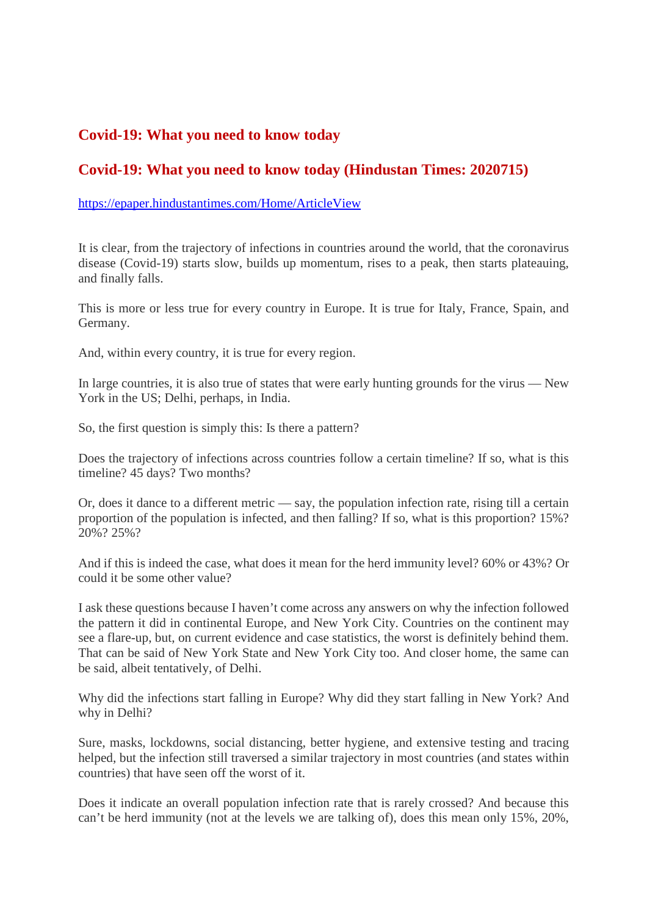## Covid-19: What you need to know today

## Covid-19: What you need to know today (Hindustan Times: 2020715)

https://epaper.hindustantimes.com/Home/ArticleView

It is clear, from the trajectory of infections in countries around the world, that the coronavirus disease (Covid-19) starts slow, builds up momentum, rises to a peak, then starts plateauing, and finally falls.

This is more or less true for every country in Europe. It is true for Italy, France, Spain, and Germany.

And, within every country, it is true for every region.

In large countries, it is also true of states that were early hunting grounds for the virus — New York in the US; Delhi, perhaps, in India.

So, the first question is simply this: Is there a pattern?

Does the trajectory of infections across countries follow a certain timeline? If so, what is this timeline? 45 days? Two months?

Or, does it dance to a different metric — say, the population infection rate, rising till a certain proportion of the population is infected, and then falling? If so, what is this proportion? 15%? 20%? 25%?

And if this is indeed the case, what does it mean for the herd immunity level? 60% or 43%? Or could it be some other value?

I ask these questions because I haven't come across any answers on why the infection followed the pattern it did in continental Europe, and New York City. Countries on the continent may see a flare-up, but, on current evidence and case statistics, the worst is definitely behind them. That can be said of New York State and New York City too. And closer home, the same can be said, albeit tentatively, of Delhi.

Why did the infections start falling in Europe? Why did they start falling in New York? And why in Delhi?

Sure, masks, lockdowns, social distancing, better hygiene, and extensive testing and tracing helped, but the infection still traversed a similar trajectory in most countries (and states within countries) that have seen off the worst of it.

Does it indicate an overall population infection rate that is rarely crossed? And because this can't be herd immunity (not at the levels we are talking of), does this mean only 15%, 20%,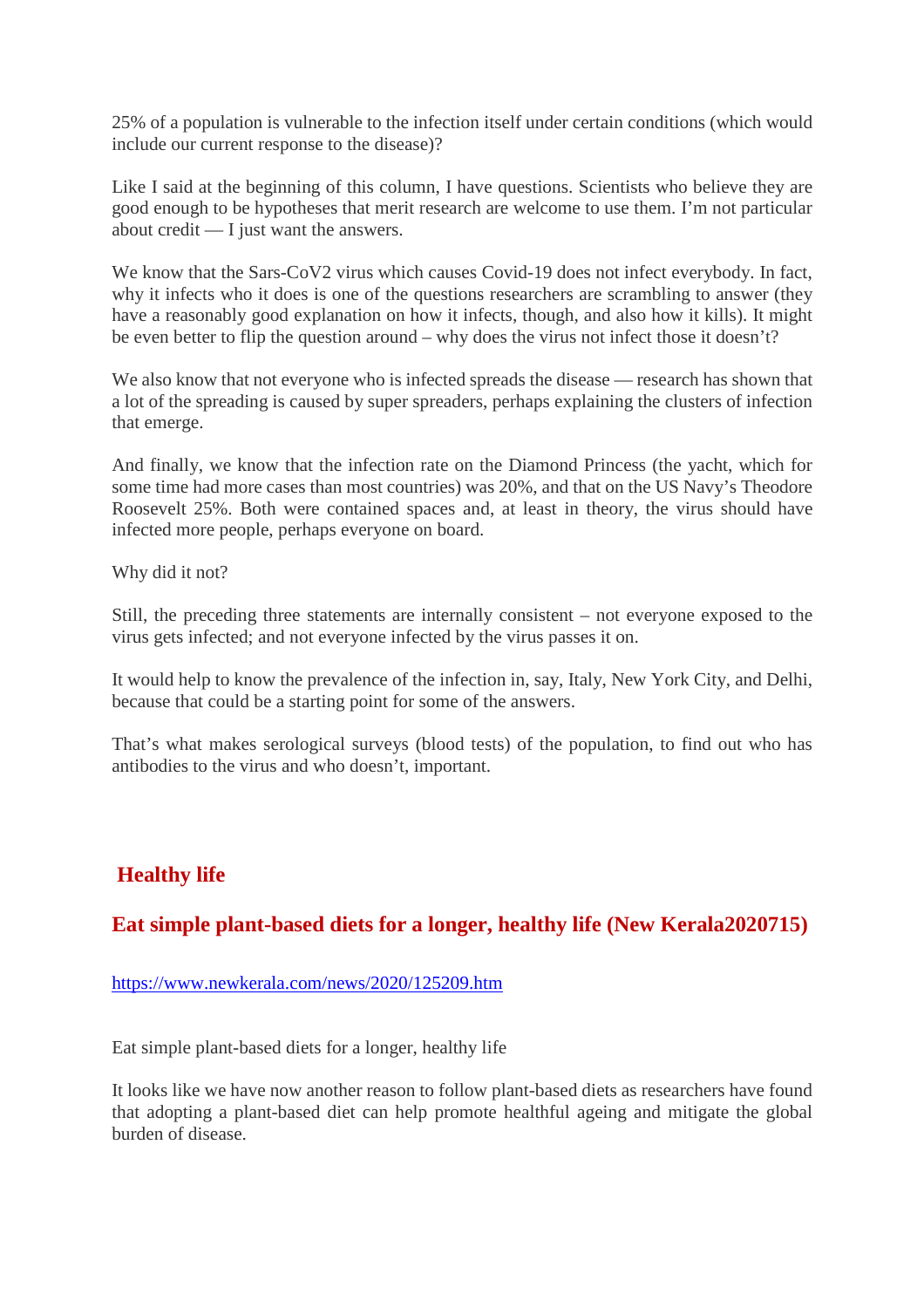25% of a population is vulnerable to the infection itself under certain conditions (which would include our current response to the disease)?

Like I said at the beginning of this column, I have questions. Scientists who believe they are good enough to be hypotheses that merit research are welcome to use them. I'm not particular about credit — I just want the answers.

We know that the Sars-CoV2 virus which causes Covid-19 does not infect everybody. In fact, why it infects who it does is one of the questions researchers are scrambling to answer (they have a reasonably good explanation on how it infects, though, and also how it kills). It might be even better to flip the question around – why does the virus not infect those it doesn't?

We also know that not everyone who is infected spreads the disease — research has shown that a lot of the spreading is caused by super spreaders, perhaps explaining the clusters of infection that emerge.

And finally, we know that the infection rate on the Diamond Princess (the yacht, which for some time had more cases than most countries) was 20%, and that on the US Navy's Theodore Roosevelt 25%. Both were contained spaces and, at least in theory, the virus should have infected more people, perhaps everyone on board.

Why did it not?

Still, the preceding three statements are internally consistent – not everyone exposed to the virus gets infected; and not everyone infected by the virus passes it on.

It would help to know the prevalence of the infection in, say, Italy, New York City, and Delhi, because that could be a starting point for some of the answers.

That's what makes serological surveys (blood tests) of the population, to find out who has antibodies to the virus and who doesn't, important.

## Healthy life

## Eat simple plant-based diets for a longer, healthy life (New Kerala2020715)

https://www.newkerala.com/news/2020/125209.htm

Eat simple plant-based diets for a longer, healthy life

It looks like we have now another reason to follow plant-based diets as researchers have found that adopting a plant-based diet can help promote healthful ageing and mitigate the global burden of disease.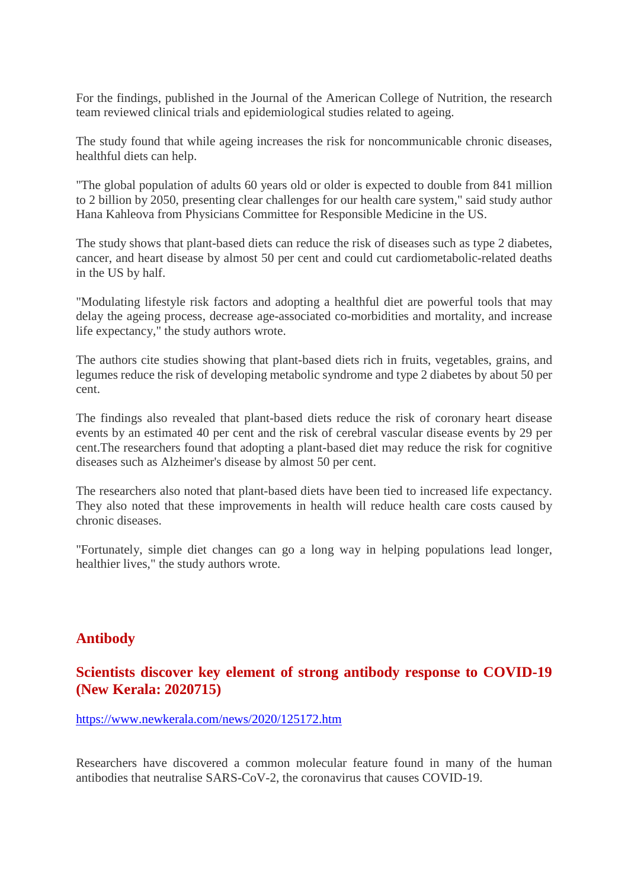For the findings, published in the Journal of the American College of Nutrition, the research team reviewed clinical trials and epidemiological studies related to ageing.

The study found that while ageing increases the risk for noncommunicable chronic diseases, healthful diets can help.

"The global population of adults 60 years old or older is expected to double from 841 million to 2 billion by 2050, presenting clear challenges for our health care system," said study author Hana Kahleova from Physicians Committee for Responsible Medicine in the US.

The study shows that plant-based diets can reduce the risk of diseases such as type 2 diabetes, cancer, and heart disease by almost 50 per cent and could cut cardiometabolic-related deaths in the US by half.

"Modulating lifestyle risk factors and adopting a healthful diet are powerful tools that may delay the ageing process, decrease age-associated co-morbidities and mortality, and increase life expectancy," the study authors wrote.

The authors cite studies showing that plant-based diets rich in fruits, vegetables, grains, and legumes reduce the risk of developing metabolic syndrome and type 2 diabetes by about 50 per cent.

The findings also revealed that plant-based diets reduce the risk of coronary heart disease events by an estimated 40 per cent and the risk of cerebral vascular disease events by 29 per cent.The researchers found that adopting a plant-based diet may reduce the risk for cognitive diseases such as Alzheimer's disease by almost 50 per cent.

The researchers also noted that plant-based diets have been tied to increased life expectancy. They also noted that these improvements in health will reduce health care costs caused by chronic diseases.

"Fortunately, simple diet changes can go a long way in helping populations lead longer, healthier lives," the study authors wrote.

## Antibody

### Scientists discover key element of strong antibody response to COVID-19 (New Kerala: 2020715)

https://www.newkerala.com/news/2020/125172.htm

Researchers have discovered a common molecular feature found in many of the human antibodies that neutralise SARS-CoV-2, the coronavirus that causes COVID-19.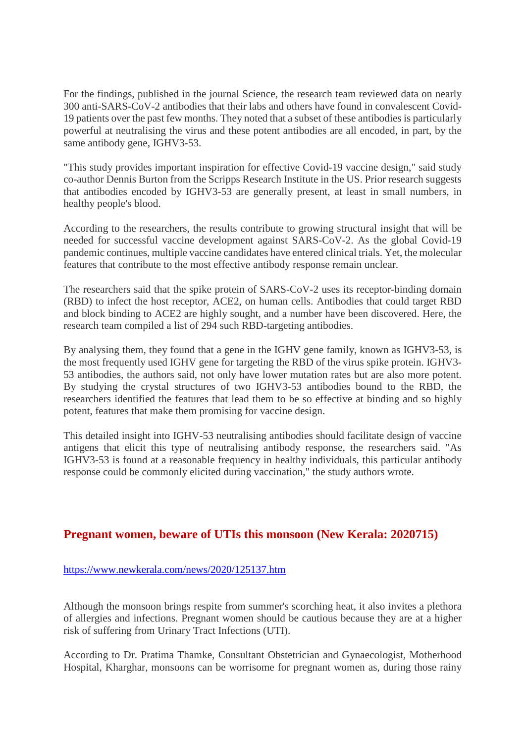For the findings, published in the journal Science, the research team reviewed data on nearly 300 anti-SARS-CoV-2 antibodies that their labs and others have found in convalescent Covid-19 patients over the past few months. They noted that a subset of these antibodies is particularly powerful at neutralising the virus and these potent antibodies are all encoded, in part, by the same antibody gene, IGHV3-53.

"This study provides important inspiration for effective Covid-19 vaccine design," said study co-author Dennis Burton from the Scripps Research Institute in the US. Prior research suggests that antibodies encoded by IGHV3-53 are generally present, at least in small numbers, in healthy people's blood.

According to the researchers, the results contribute to growing structural insight that will be needed for successful vaccine development against SARS-CoV-2. As the global Covid-19 pandemic continues, multiple vaccine candidates have entered clinical trials. Yet, the molecular features that contribute to the most effective antibody response remain unclear.

The researchers said that the spike protein of SARS-CoV-2 uses its receptor-binding domain (RBD) to infect the host receptor, ACE2, on human cells. Antibodies that could target RBD and block binding to ACE2 are highly sought, and a number have been discovered. Here, the research team compiled a list of 294 such RBD-targeting antibodies.

By analysing them, they found that a gene in the IGHV gene family, known as IGHV3-53, is the most frequently used IGHV gene for targeting the RBD of the virus spike protein. IGHV3-53 antibodies, the authors said, not only have lower mutation rates but are also more potent. By studying the crystal structures of two IGHV3-53 antibodies bound to the RBD, the researchers identified the features that lead them to be so effective at binding and so highly potent, features that make them promising for vaccine design.

This detailed insight into IGHV-53 neutralising antibodies should facilitate design of vaccine antigens that elicit this type of neutralising antibody response, the researchers said. "As IGHV3-53 is found at a reasonable frequency in healthy individuals, this particular antibody response could be commonly elicited during vaccination," the study authors wrote.

## Pregnant women, beware of UTIs this monsoon (New Kerala: 2020715)

https://www.newkerala.com/news/2020/125137.htm

Although the monsoon brings respite from summer's scorching heat, it also invites a plethora of allergies and infections. Pregnant women should be cautious because they are at a higher risk of suffering from Urinary Tract Infections (UTI).

According to Dr. Pratima Thamke, Consultant Obstetrician and Gynaecologist, Motherhood Hospital, Kharghar, monsoons can be worrisome for pregnant women as, during those rainy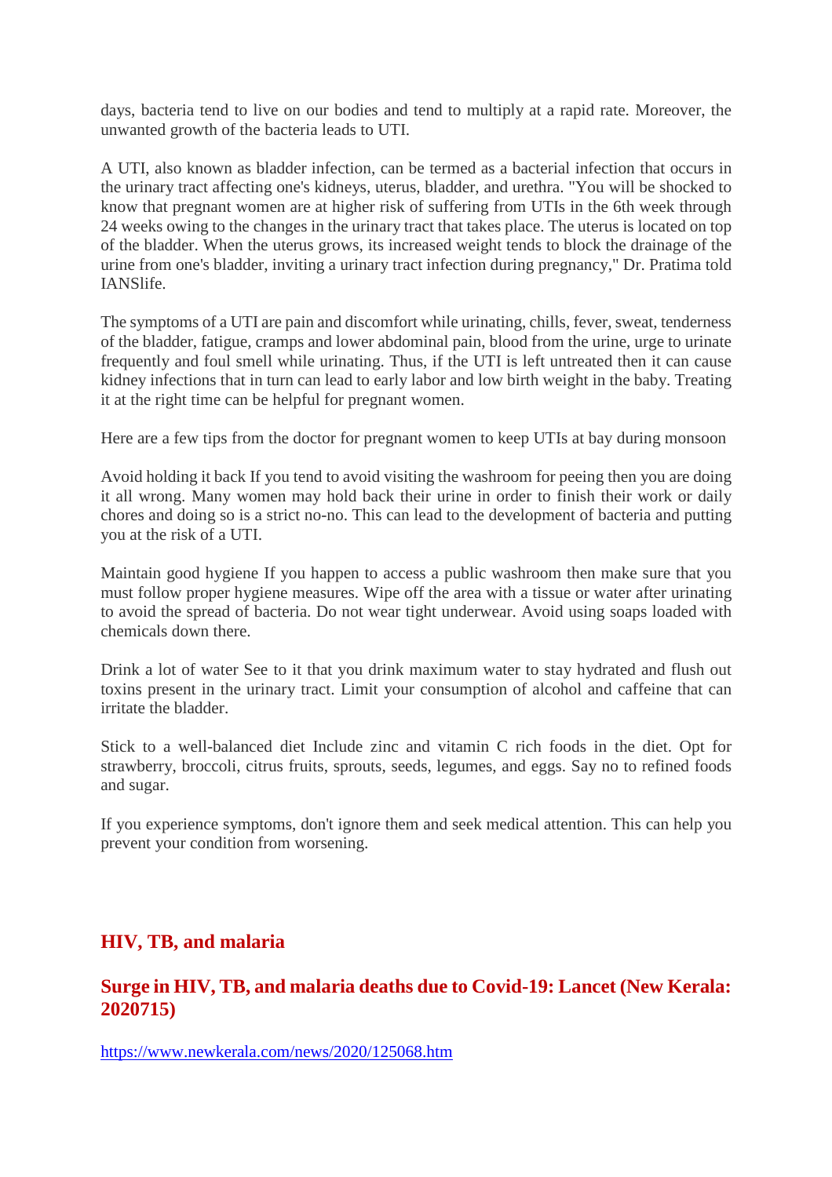days, bacteria tend to live on our bodies and tend to multiply at a rapid rate. Moreover, the unwanted growth of the bacteria leads to UTI.

A UTI, also known as bladder infection, can be termed as a bacterial infection that occurs in the urinary tract affecting one's kidneys, uterus, bladder, and urethra. "You will be shocked to know that pregnant women are at higher risk of suffering from UTIs in the 6th week through 24 weeks owing to the changes in the urinary tract that takes place. The uterus is located on top of the bladder. When the uterus grows, its increased weight tends to block the drainage of the urine from one's bladder, inviting a urinary tract infection during pregnancy," Dr. Pratima told IANSlife.

The symptoms of a UTI are pain and discomfort while urinating, chills, fever, sweat, tenderness of the bladder, fatigue, cramps and lower abdominal pain, blood from the urine, urge to urinate frequently and foul smell while urinating. Thus, if the UTI is left untreated then it can cause kidney infections that in turn can lead to early labor and low birth weight in the baby. Treating it at the right time can be helpful for pregnant women.

Here are a few tips from the doctor for pregnant women to keep UTIs at bay during monsoon

Avoid holding it back If you tend to avoid visiting the washroom for peeing then you are doing it all wrong. Many women may hold back their urine in order to finish their work or daily chores and doing so is a strict no-no. This can lead to the development of bacteria and putting you at the risk of a UTI.

Maintain good hygiene If you happen to access a public washroom then make sure that you must follow proper hygiene measures. Wipe off the area with a tissue or water after urinating to avoid the spread of bacteria. Do not wear tight underwear. Avoid using soaps loaded with chemicals down there.

Drink a lot of water See to it that you drink maximum water to stay hydrated and flush out toxins present in the urinary tract. Limit your consumption of alcohol and caffeine that can irritate the bladder.

Stick to a well-balanced diet Include zinc and vitamin C rich foods in the diet. Opt for strawberry, broccoli, citrus fruits, sprouts, seeds, legumes, and eggs. Say no to refined foods and sugar.

If you experience symptoms, don't ignore them and seek medical attention. This can help you prevent your condition from worsening.

## HIV, TB, and malaria

### Surge in HIV, TB, and malaria deaths due to Covid-19: Lancet (New Kerala: 2020715)

https://www.newkerala.com/news/2020/125068.htm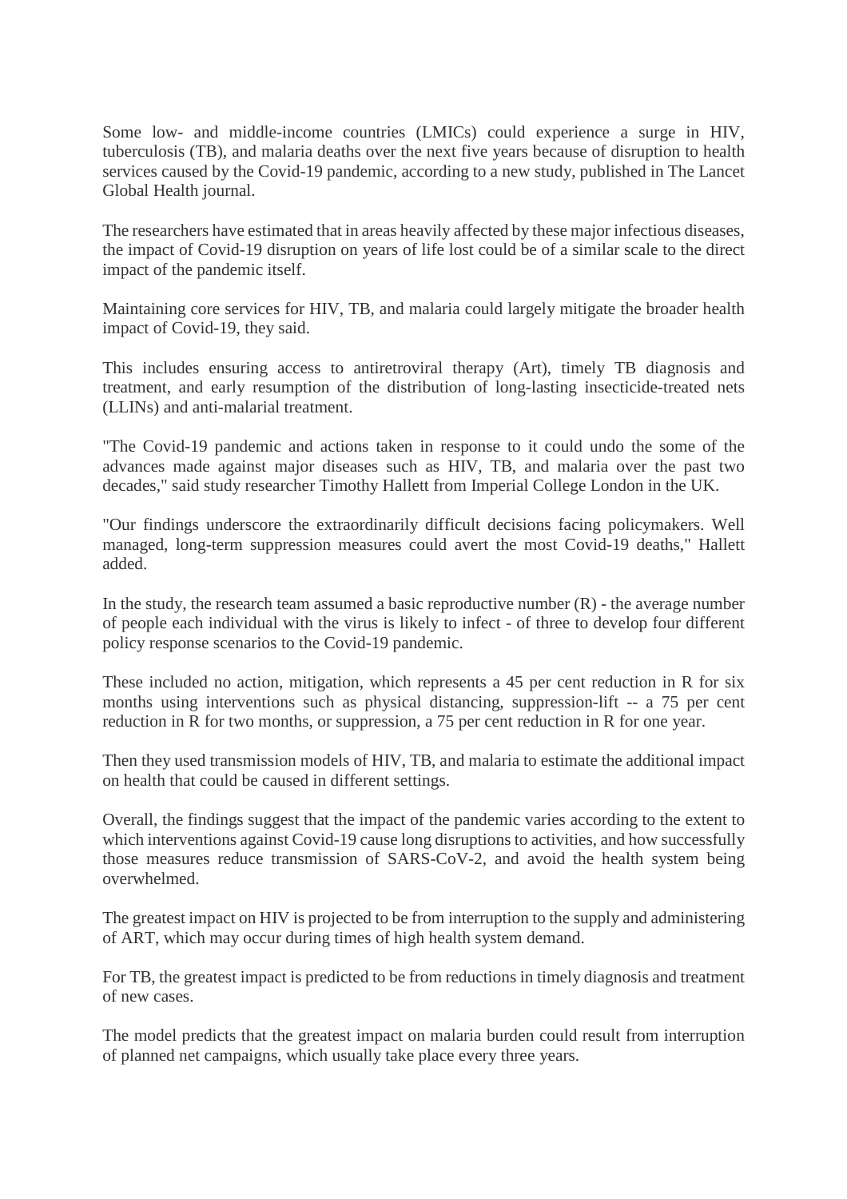Some low- and middle-income countries (LMICs) could experience a surge in HIV, tuberculosis (TB), and malaria deaths over the next five years because of disruption to health services caused by the Covid-19 pandemic, according to a new study, published in The Lancet Global Health journal.

The researchers have estimated that in areas heavily affected by these major infectious diseases, the impact of Covid-19 disruption on years of life lost could be of a similar scale to the direct impact of the pandemic itself.

Maintaining core services for HIV, TB, and malaria could largely mitigate the broader health impact of Covid-19, they said.

This includes ensuring access to antiretroviral therapy (Art), timely TB diagnosis and treatment, and early resumption of the distribution of long-lasting insecticide-treated nets (LLINs) and anti-malarial treatment.

"The Covid-19 pandemic and actions taken in response to it could undo the some of the advances made against major diseases such as HIV, TB, and malaria over the past two decades," said study researcher Timothy Hallett from Imperial College London in the UK.

"Our findings underscore the extraordinarily difficult decisions facing policymakers. Well managed, long-term suppression measures could avert the most Covid-19 deaths," Hallett added.

In the study, the research team assumed a basic reproductive number (R) - the average number of people each individual with the virus is likely to infect - of three to develop four different policy response scenarios to the Covid-19 pandemic.

These included no action, mitigation, which represents a 45 per cent reduction in R for six months using interventions such as physical distancing, suppression-lift -- a 75 per cent reduction in R for two months, or suppression, a 75 per cent reduction in R for one year.

Then they used transmission models of HIV, TB, and malaria to estimate the additional impact on health that could be caused in different settings.

Overall, the findings suggest that the impact of the pandemic varies according to the extent to which interventions against Covid-19 cause long disruptions to activities, and how successfully those measures reduce transmission of SARS-CoV-2, and avoid the health system being overwhelmed.

The greatest impact on HIV is projected to be from interruption to the supply and administering of ART, which may occur during times of high health system demand.

For TB, the greatest impact is predicted to be from reductions in timely diagnosis and treatment of new cases.

The model predicts that the greatest impact on malaria burden could result from interruption of planned net campaigns, which usually take place every three years.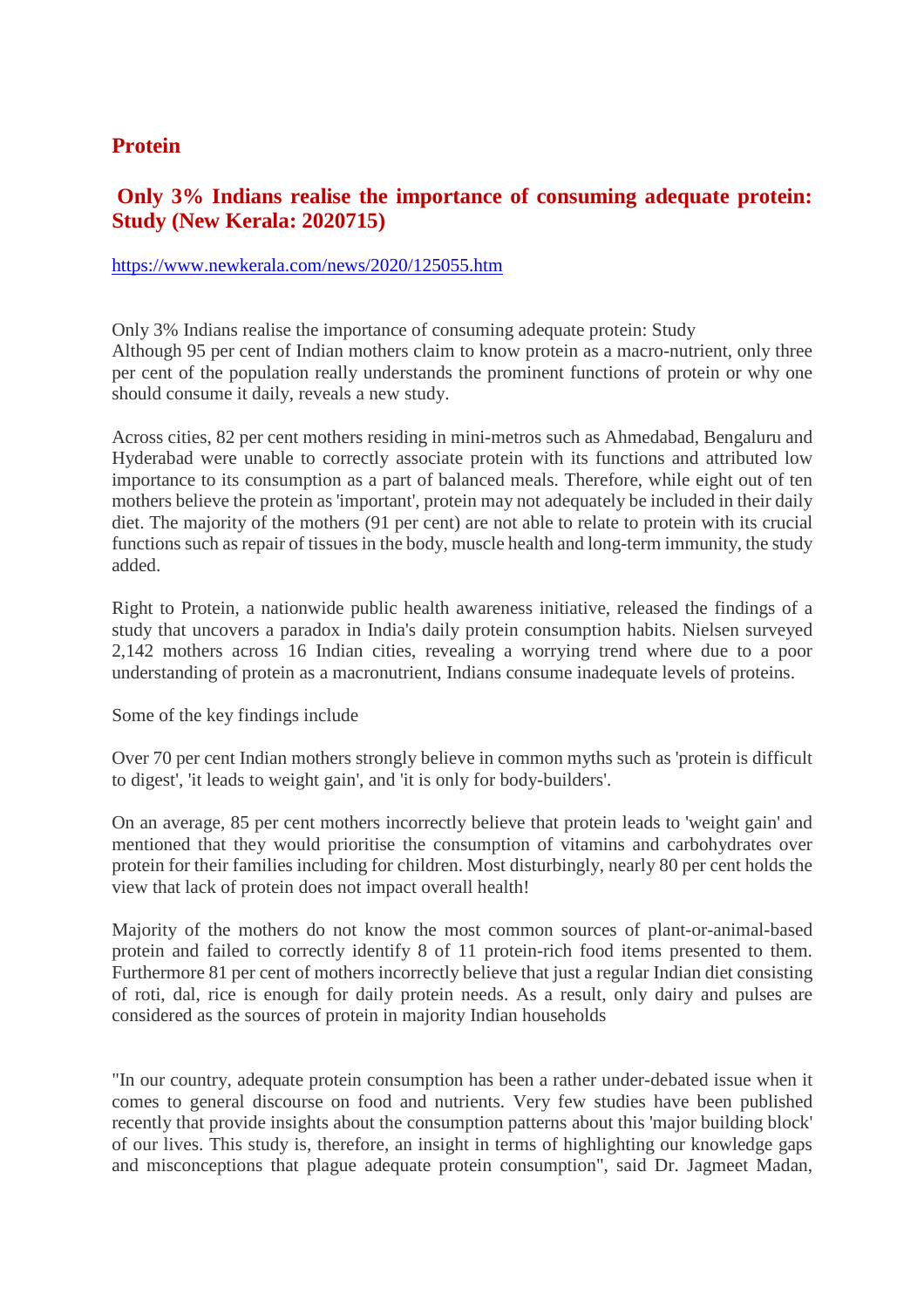# Protein

## Only 3% Indians realise the importance of consuming adequate protein: Study (New Kerala: 2020715)

https://www.newkerala.com/news/2020/125055.htm

Only 3% Indians realise the importance of consuming adequate protein: Study
Although 95 per cent of Indian mothers claim to know protein as a macro-nutrient, only three per cent of the population really understands the prominent functions of protein or why one should consume it daily, reveals a new study.

Across cities, 82 per cent mothers residing in mini-metros such as Ahmedabad, Bengaluru and Hyderabad were unable to correctly associate protein with its functions and attributed low importance to its consumption as a part of balanced meals. Therefore, while eight out of ten mothers believe the protein as 'important', protein may not adequately be included in their daily diet. The majority of the mothers (91 per cent) are not able to relate to protein with its crucial functions such as repair of tissues in the body, muscle health and long-term immunity, the study added.

Right to Protein, a nationwide public health awareness initiative, released the findings of a study that uncovers a paradox in India's daily protein consumption habits. Nielsen surveyed 2,142 mothers across 16 Indian cities, revealing a worrying trend where due to a poor understanding of protein as a macronutrient, Indians consume inadequate levels of proteins.

Some of the key findings include

Over 70 per cent Indian mothers strongly believe in common myths such as 'protein is difficult to digest', 'it leads to weight gain', and 'it is only for body-builders'.

On an average, 85 per cent mothers incorrectly believe that protein leads to 'weight gain' and mentioned that they would prioritise the consumption of vitamins and carbohydrates over protein for their families including for children. Most disturbingly, nearly 80 per cent holds the view that lack of protein does not impact overall health!

Majority of the mothers do not know the most common sources of plant-or-animal-based protein and failed to correctly identify 8 of 11 protein-rich food items presented to them. Furthermore 81 per cent of mothers incorrectly believe that just a regular Indian diet consisting of roti, dal, rice is enough for daily protein needs. As a result, only dairy and pulses are considered as the sources of protein in majority Indian households

"In our country, adequate protein consumption has been a rather under-debated issue when it comes to general discourse on food and nutrients. Very few studies have been published recently that provide insights about the consumption patterns about this 'major building block' of our lives. This study is, therefore, an insight in terms of highlighting our knowledge gaps and misconceptions that plague adequate protein consumption", said Dr. Jagmeet Madan,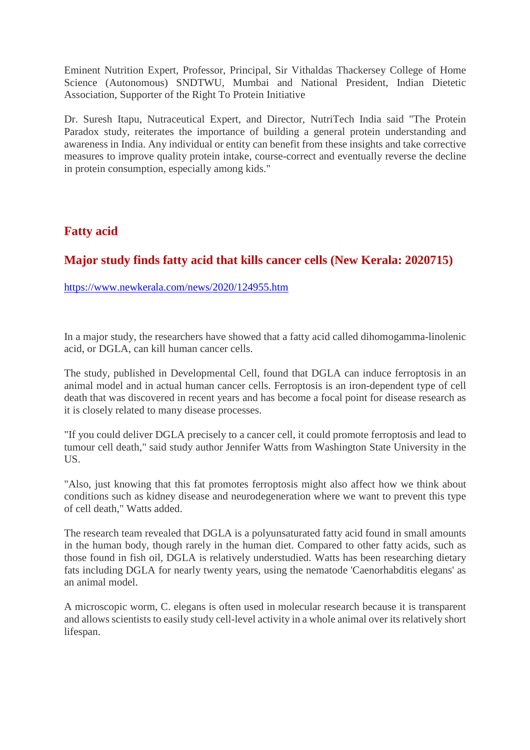Eminent Nutrition Expert, Professor, Principal, Sir Vithaldas Thackersey College of Home Science (Autonomous) SNDTWU, Mumbai and National President, Indian Dietetic Association, Supporter of the Right To Protein Initiative

Dr. Suresh Itapu, Nutraceutical Expert, and Director, NutriTech India said "The Protein Paradox study, reiterates the importance of building a general protein understanding and awareness in India. Any individual or entity can benefit from these insights and take corrective measures to improve quality protein intake, course-correct and eventually reverse the decline in protein consumption, especially among kids."

## Fatty acid

## Major study finds fatty acid that kills cancer cells (New Kerala: 2020715)

https://www.newkerala.com/news/2020/124955.htm

In a major study, the researchers have showed that a fatty acid called dihomogamma-linolenic acid, or DGLA, can kill human cancer cells.

The study, published in Developmental Cell, found that DGLA can induce ferroptosis in an animal model and in actual human cancer cells. Ferroptosis is an iron-dependent type of cell death that was discovered in recent years and has become a focal point for disease research as it is closely related to many disease processes.

"If you could deliver DGLA precisely to a cancer cell, it could promote ferroptosis and lead to tumour cell death," said study author Jennifer Watts from Washington State University in the US.

"Also, just knowing that this fat promotes ferroptosis might also affect how we think about conditions such as kidney disease and neurodegeneration where we want to prevent this type of cell death," Watts added.

The research team revealed that DGLA is a polyunsaturated fatty acid found in small amounts in the human body, though rarely in the human diet. Compared to other fatty acids, such as those found in fish oil, DGLA is relatively understudied. Watts has been researching dietary fats including DGLA for nearly twenty years, using the nematode 'Caenorhabditis elegans' as an animal model.

A microscopic worm, C. elegans is often used in molecular research because it is transparent and allows scientists to easily study cell-level activity in a whole animal over its relatively short lifespan.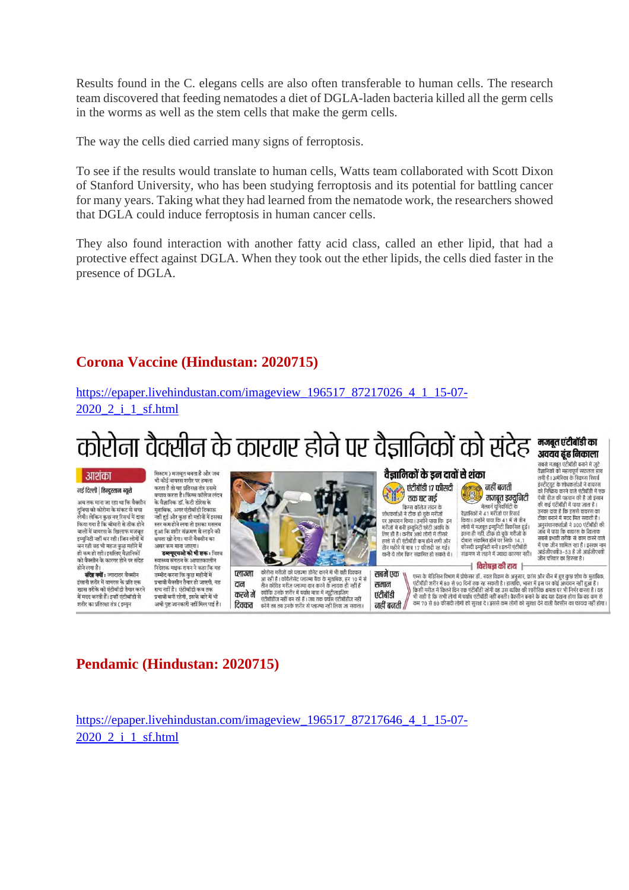Results found in the C. elegans cells are also often transferable to human cells. The research team discovered that feeding nematodes a diet of DGLA-laden bacteria killed all the germ cells in the worms as well as the stem cells that make the germ cells.

The way the cells died carried many signs of ferroptosis.

To see if the results would translate to human cells, Watts team collaborated with Scott Dixon of Stanford University, who has been studying ferroptosis and its potential for battling cancer for many years. Taking what they had learned from the nematode work, the researchers showed that DGLA could induce ferroptosis in human cancer cells.

They also found interaction with another fatty acid class, called an ether lipid, that had a protective effect against DGLA. When they took out the ether lipids, the cells died faster in the presence of DGLA.

## Corona Vaccine (Hindustan: 2020715)

https://epaper.livehindustan.com/imageview_196517_87217026_4_1_15-07-2020_2_i_1_sf.html

# कोरोना वैक्सीन के कारगर होने पर वैज्ञानिकों को संदेह

## Pendamic (Hindustan: 2020715)

https://epaper.livehindustan.com/imageview_196517_87217646_4_1_15-07-2020_2_i_1_sf.html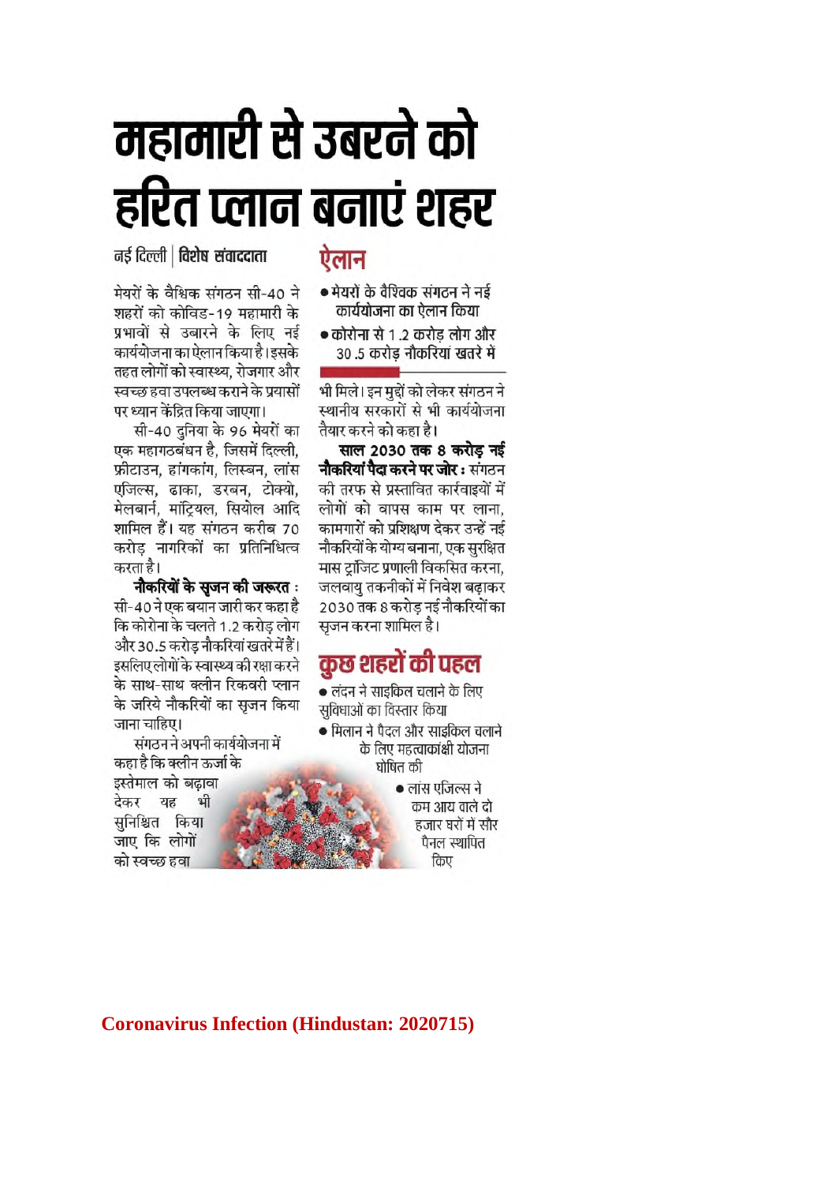# महामारी से उबरने को हरित प्लान बनाएं शहर

नई दिल्ली | **विशेष संवाददाता**

मेयरों के वैश्विक संगठन सी-40 ने शहरों को कोविड-19 महामारी के प्रभावों से उबारने के लिए नई कार्ययोजना का ऐलान किया है। इसके तहत लोगों को स्वास्थ्य, रोजगार और स्वच्छ हवा उपलब्ध कराने के प्रयासों पर ध्यान केंद्रित किया जाएगा।

सी-40 दुनिया के 96 मेयरों का एक महागठबंधन है, जिसमें दिल्ली, फ्रीटाउन, हांगकांग, लिस्बन, लॉस एंजिल्स, ढाका, डरबन, टोक्यो, मेलबार्न, मांट्रियल, सियोल आदि शामिल हैं। यह संगठन करीब 70 करोड़ नागरिकों का प्रतिनिधित्व करता है।

**नौकरियों के सृजन की जरूरत :** सी-40 ने एक बयान जारी कर कहा है कि कोरोना के चलते 1.2 करोड़ लोग और 30.5 करोड़ नौकरियां खतरे में हैं। इसलिए लोगों के स्वास्थ्य की रक्षा करने के साथ-साथ क्लीन रिकवरी प्लान के जरिये नौकरियों का सृजन किया जाना चाहिए।

संगठन ने अपनी कार्ययोजना में कहा है कि क्लीन ऊर्जा के इस्तेमाल को बढ़ावा देकर यह भी सुनिश्चित किया जाए कि लोगों को स्वच्छ हवा भी मिले। इन मुद्दों को लेकर संगठन ने स्थानीय सरकारों से भी कार्ययोजना तैयार करने को कहा है।

**साल 2030 तक 8 करोड़ नई नौकरियां पैदा करने पर जोर :** संगठन की तरफ से प्रस्तावित कार्रवाइयों में लोगों को वापस काम पर लाना, कामगारों को प्रशिक्षण देकर उन्हें नई नौकरियों के योग्य बनाना, एक सुरक्षित मास ट्रांजिट प्रणाली विकसित करना, जलवायु तकनीकों में निवेश बढ़ाकर 2030 तक 8 करोड़ नई नौकरियों का सृजन करना शामिल है।

## ऐलान

- मेयरों के वैश्विक संगठन ने नई कार्ययोजना का ऐलान किया
- कोरोना से 1.2 करोड़ लोग और 30.5 करोड़ नौकरियां खतरे में

## कुछ शहरों की पहल

- लंदन ने साइकिल चलाने के लिए सुविधाओं का विस्तार किया
- मिलान ने पैदल और साइकिल चलाने के लिए महत्वाकांक्षी योजना घोषित की
- लांस एंजिल्स ने कम आय वाले दो हजार घरों में सौर पैनल स्थापित किए

**Coronavirus Infection (Hindustan: 2020715)**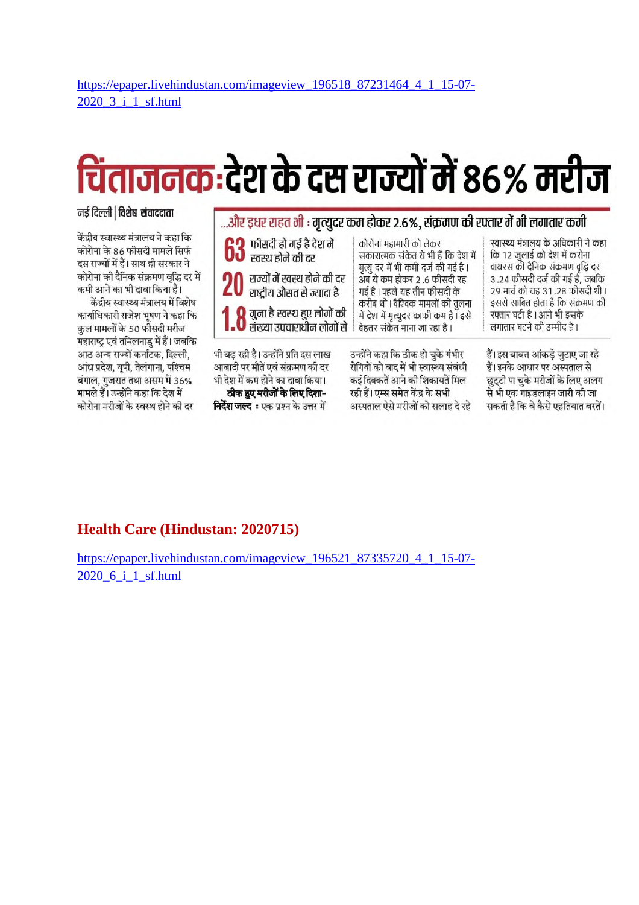https://epaper.livehindustan.com/imageview_196518_87231464_4_1_15-07-2020_3_i_1_sf.html

# चिंताजनक:देश के दस राज्यों में 86% मरीज

नई दिल्ली | विशेष संवाददाता

केंद्रीय स्वास्थ्य मंत्रालय ने कहा कि कोरोना के 86 फीसदी मामले सिर्फ दस राज्यों में हैं। साथ ही सरकार ने कोरोना की दैनिक संक्रमण वृद्धि दर में कमी आने का भी दावा किया है।

केंद्रीय स्वास्थ्य मंत्रालय में विशेष कार्याधिकारी राजेश भूषण ने कहा कि कुल मामलों के 50 फीसदी मरीज महाराष्ट्र एवं तमिलनाडु में हैं। जबकि आठ अन्य राज्यों कर्नाटक, दिल्ली, आंध्र प्रदेश, यूपी, तेलंगाना, पश्चिम बंगाल, गुजरात तथा असम में 36% मामले हैं। उन्होंने कहा कि देश में कोरोना मरीजों के स्वस्थ होने की दर भी बढ़ रही है। उन्होंने प्रति दस लाख आबादी पर मौतें एवं संक्रमण की दर भी देश में कम होने का दावा किया।

## ...और इधर राहत भी : मृत्युदर कम होकर 2.6%, संक्रमण की रफ्तार में भी लगातार कमी

**63** फीसदी हो गई है देश में स्वस्थ होने की दर

**20** राज्यों में स्वस्थ होने की दर राष्ट्रीय औसत से ज्यादा है

**1.8** गुना है स्वस्थ हुए लोगों की संख्या उपचाराधीन लोगों से

कोरोना महामारी को लेकर सकारात्मक संकेत ये भी हैं कि देश में मृत्यु दर में भी कमी दर्ज की गई है। अब ये कम होकर 2.6 फीसदी रह गई है। पहले यह तीन फीसदी के करीब थी। वैश्विक मामलों की तुलना में देश में मृत्युदर काफी कम है। इसे बेहतर संकेत माना जा रहा है।

स्वास्थ्य मंत्रालय के अधिकारी ने कहा कि 12 जुलाई को देश में करोना वायरस की दैनिक संक्रमण वृद्धि दर 3.24 फीसदी दर्ज की गई है, जबकि 29 मार्च को यह 31.28 फीसदी थी। इससे साबित होता है कि संक्रमण की रफ्तार घटी है। आगे भी इसके लगातार घटने की उम्मीद है।

**ठीक हुए मरीजों के लिए दिशा-निर्देश जल्द :** एक प्रश्न के उत्तर में उन्होंने कहा कि ठीक हो चुके गंभीर रोगियों को बाद में भी स्वास्थ्य संबंधी कई दिक्कतें आने की शिकायतें मिल रही हैं। एम्स समेत केंद्र के सभी अस्पताल ऐसे मरीजों को सलाह दे रहे हैं। इस बाबत आंकड़े जुटाए जा रहे हैं। इनके आधार पर अस्पताल से छुट्टी पा चुके मरीजों के लिए अलग से भी एक गाइडलाइन जारी की जा सकती है कि वे कैसे एहतियात बरतें।

## Health Care (Hindustan: 2020715)

https://epaper.livehindustan.com/imageview_196521_87335720_4_1_15-07-2020_6_i_1_sf.html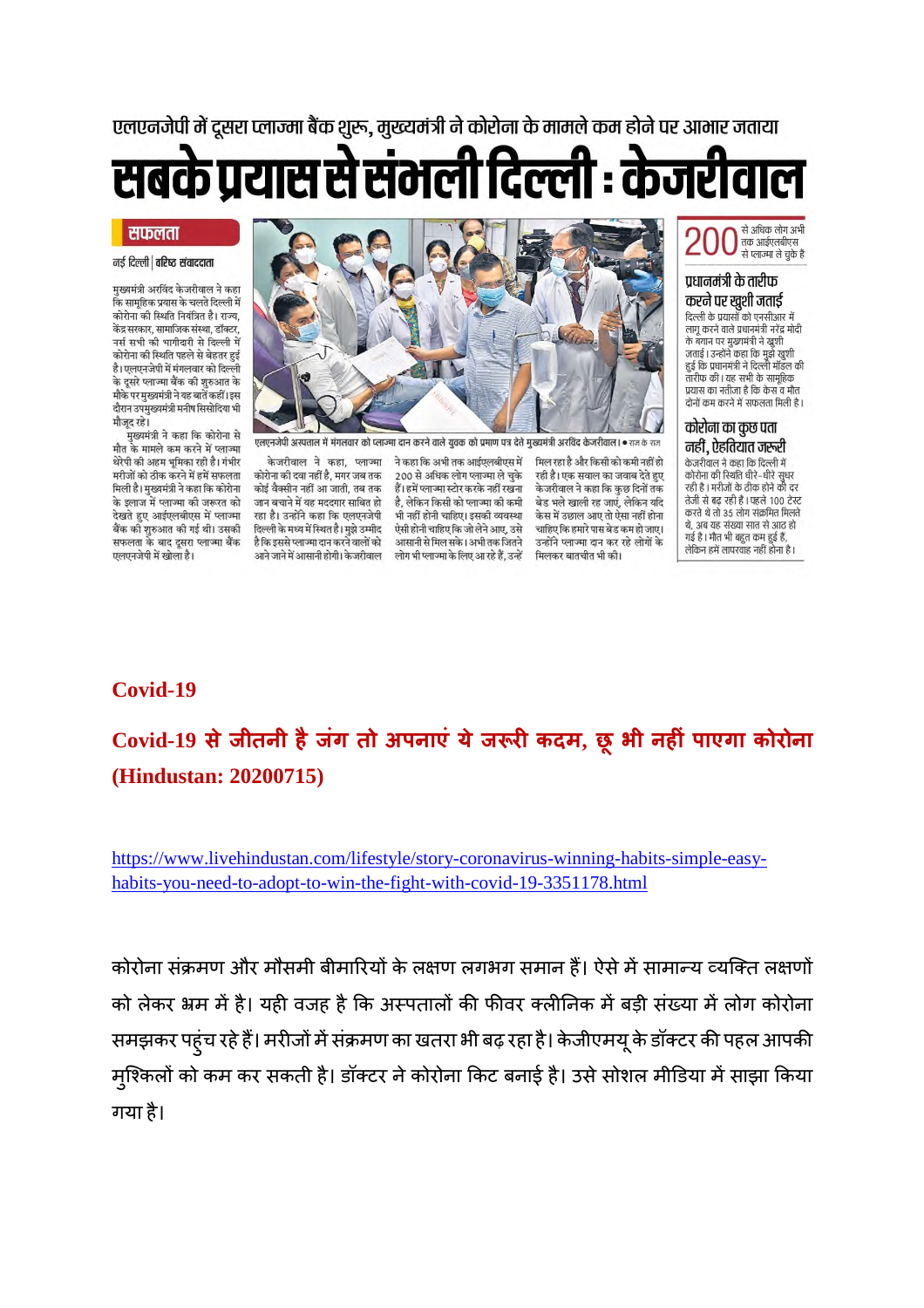एलएनजेपी में दूसरा प्लाज्मा बैंक शुरू, मुख्यमंत्री ने कोरोना के मामले कम होने पर आभार जताया

# सबके प्रयास से संभली दिल्ली : केजरीवाल

**सफलता**

नई दिल्ली | वरिष्ठ संवाददाता

मुख्यमंत्री अरविंद केजरीवाल ने कहा कि सामूहिक प्रयास के चलते दिल्ली में कोरोना की स्थिति नियंत्रित है। राज्य, केंद्र सरकार, सामाजिक संस्था, डॉक्टर, नर्स सभी की भागीदारी से दिल्ली में कोरोना की स्थिति पहले से बेहतर हुई है। एलएनजेपी में मंगलवार को दिल्ली के दूसरे प्लाज्मा बैंक की शुरुआत के मौके पर मुख्यमंत्री ने यह बातें कहीं। इस दौरान उपमुख्यमंत्री मनीष सिसोदिया भी मौजूद रहे।

मुख्यमंत्री ने कहा कि कोरोना से मौत के मामले कम करने में प्लाज्मा थेरेपी की अहम भूमिका रही है। गंभीर मरीजों को ठीक करने में हमें सफलता मिली है। मुख्यमंत्री ने कहा कि कोरोना के इलाज में प्लाज्मा की जरूरत को देखते हुए आईएलबीएस में प्लाज्मा बैंक की शुरुआत की गई थी। उसकी सफलता के बाद दूसरा प्लाज्मा बैंक एलएनजेपी में खोला है।

एलएनजेपी अस्पताल में मंगलवार को प्लाज्मा दान करने वाले युवक को प्रमाण पत्र देते मुख्यमंत्री अरविंद केजरीवाल। • राज के राज

केजरीवाल ने कहा, प्लाज्मा कोरोना की दवा नहीं है, मगर जब तक कोई वैक्सीन नहीं आ जाती, तब तक जान बचाने में यह मददगार साबित हो रहा है। उन्होंने कहा कि एलएनजेपी दिल्ली के मध्य में स्थित है। मुझे उम्मीद है कि इससे प्लाज्मा दान करने वालों को आने जाने में आसानी होगी। केजरीवाल ने कहा कि अभी तक आईएलबीएस में 200 से अधिक लोग प्लाज्मा ले चुके हैं। हमें प्लाज्मा स्टोर करके नहीं रखना है, लेकिन किसी को प्लाज्मा की कमी भी नहीं होनी चाहिए। इसकी व्यवस्था ऐसी होनी चाहिए कि जो लेने आए, उसे आसानी से मिल सके। अभी तक जितने लोग भी प्लाज्मा के लिए आ रहे हैं, उन्हें मिल रहा है और किसी को कमी नहीं हो रही है। एक सवाल का जवाब देते हुए केजरीवाल ने कहा कि कुछ दिनों तक बेड भले खाली रह जाएं, लेकिन यदि केस में उछाल आए तो ऐसा नहीं होना चाहिए कि हमारे पास बेड कम हो जाए। उन्होंने प्लाज्मा दान कर रहे लोगों के मिलकर बातचीत भी की।

**200** से अधिक लोग अभी तक आईएलबीएस से प्लाज्मा ले चुके हैं

### प्रधानमंत्री के तारीफ करने पर खुशी जताई

दिल्ली के प्रयासों को एनसीआर में लागू करने वाले प्रधानमंत्री नरेंद्र मोदी के बयान पर मुख्यमंत्री ने खुशी जताई। उन्होंने कहा कि मुझे खुशी हुई कि प्रधानमंत्री ने दिल्ली मॉडल की तारीफ की। यह सभी के सामूहिक प्रयास का नतीजा है कि केस व मौत दोनों कम करने में सफलता मिली है।

### कोरोना का कुछ पता नहीं, एहतियात जरूरी

केजरीवाल ने कहा कि दिल्ली में कोरोना की स्थिति धीरे-धीरे सुधर रही है। मरीजों के ठीक होने की दर तेजी से बढ़ रही है। पहले 100 टेस्ट करते थे तो 35 लोग संक्रमित मिलते थे, अब यह संख्या सात से आठ हो गई है। मौत भी बहुत कम हुई हैं, लेकिन हमें लापरवाह नहीं होना है।

## Covid-19

## Covid-19 से जीतनी है जंग तो अपनाएं ये जरूरी कदम, छू भी नहीं पाएगा कोरोना (Hindustan: 20200715)

https://www.livehindustan.com/lifestyle/story-coronavirus-winning-habits-simple-easy-habits-you-need-to-adopt-to-win-the-fight-with-covid-19-3351178.html

कोरोना संक्रमण और मौसमी बीमारियों के लक्षण लगभग समान हैं। ऐसे में सामान्य व्यक्ति लक्षणों को लेकर भ्रम में है। यही वजह है कि अस्पतालों की फीवर क्लीनिक में बड़ी संख्या में लोग कोरोना समझकर पहुंच रहे हैं। मरीजों में संक्रमण का खतरा भी बढ़ रहा है। केजीएमयू के डॉक्टर की पहल आपकी मुश्किलों को कम कर सकती है। डॉक्टर ने कोरोना किट बनाई है। उसे सोशल मीडिया में साझा किया गया है।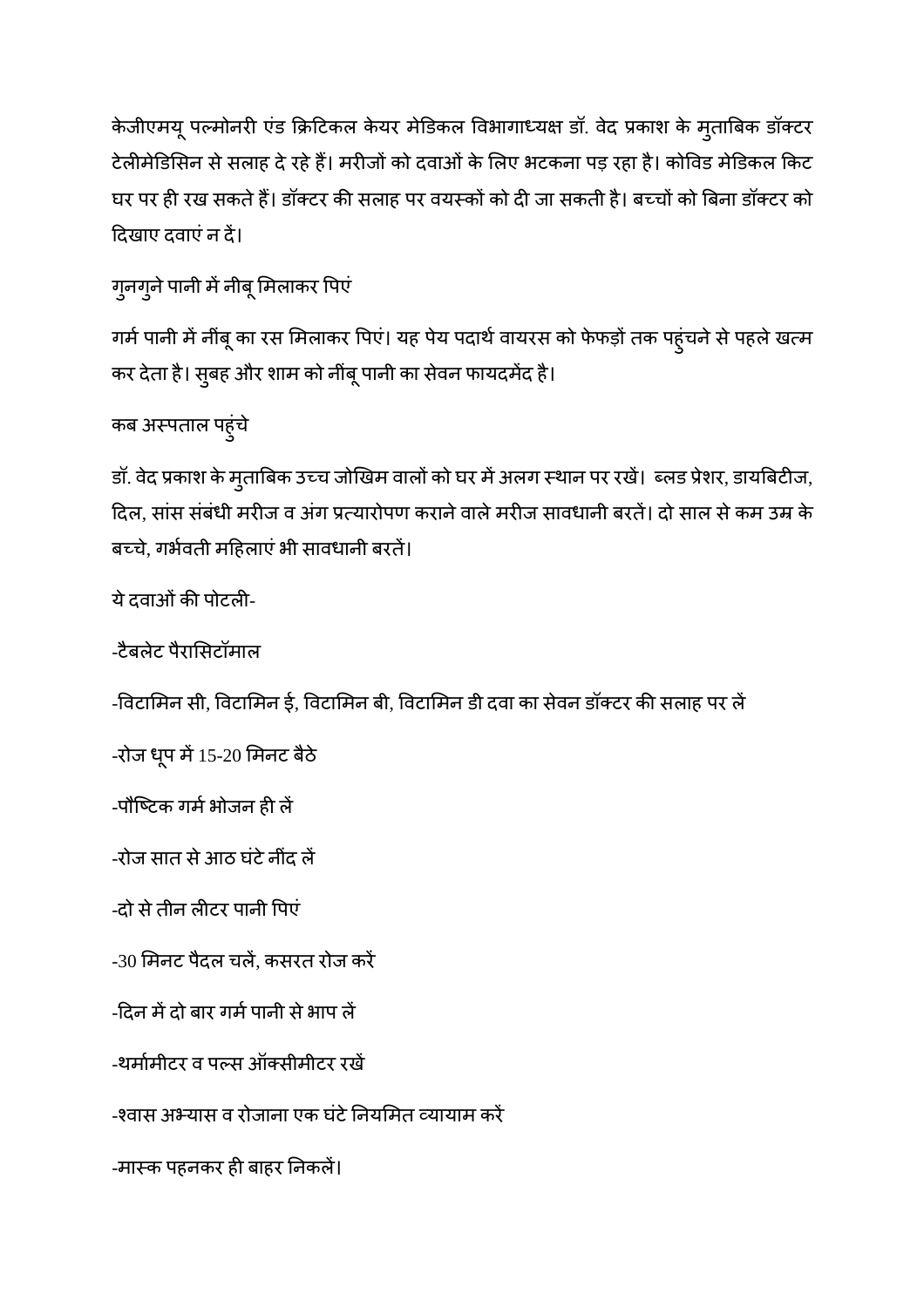केजीएमयू पल्मोनरी एंड क्रिटिकल केयर मेडिकल विभागाध्यक्ष डॉ. वेद प्रकाश के मुताबिक डॉक्टर टेलीमेडिसिन से सलाह दे रहे हैं। मरीजों को दवाओं के लिए भटकना पड़ रहा है। कोविड मेडिकल किट घर पर ही रख सकते हैं। डॉक्टर की सलाह पर वयस्कों को दी जा सकती है। बच्चों को बिना डॉक्टर को दिखाए दवाएं न दें।

गुनगुने पानी में नीबू मिलाकर पिएं

गर्म पानी में नींबू का रस मिलाकर पिएं। यह पेय पदार्थ वायरस को फेफड़ों तक पहुंचने से पहले खत्म कर देता है। सुबह और शाम को नींबू पानी का सेवन फायदमेंद है।

कब अस्पताल पहुंचे

डॉ. वेद प्रकाश के मुताबिक उच्च जोखिम वालों को घर में अलग स्थान पर रखें। ब्लड प्रेशर, डायबिटीज, दिल, सांस संबंधी मरीज व अंग प्रत्यारोपण कराने वाले मरीज सावधानी बरतें। दो साल से कम उम्र के बच्चे, गर्भवती महिलाएं भी सावधानी बरतें।

ये दवाओं की पोटली-

-टैबलेट पैरासिटॉमाल

-विटामिन सी, विटामिन ई, विटामिन बी, विटामिन डी दवा का सेवन डॉक्टर की सलाह पर लें

-रोज धूप में 15-20 मिनट बैठे

-पौष्टिक गर्म भोजन ही लें

-रोज सात से आठ घंटे नींद लें

-दो से तीन लीटर पानी पिएं

-30 मिनट पैदल चलें, कसरत रोज करें

-दिन में दो बार गर्म पानी से भाप लें

-थर्मामीटर व पल्स ऑक्सीमीटर रखें

-श्वास अभ्यास व रोजाना एक घंटे नियमित व्यायाम करें

-मास्क पहनकर ही बाहर निकलें।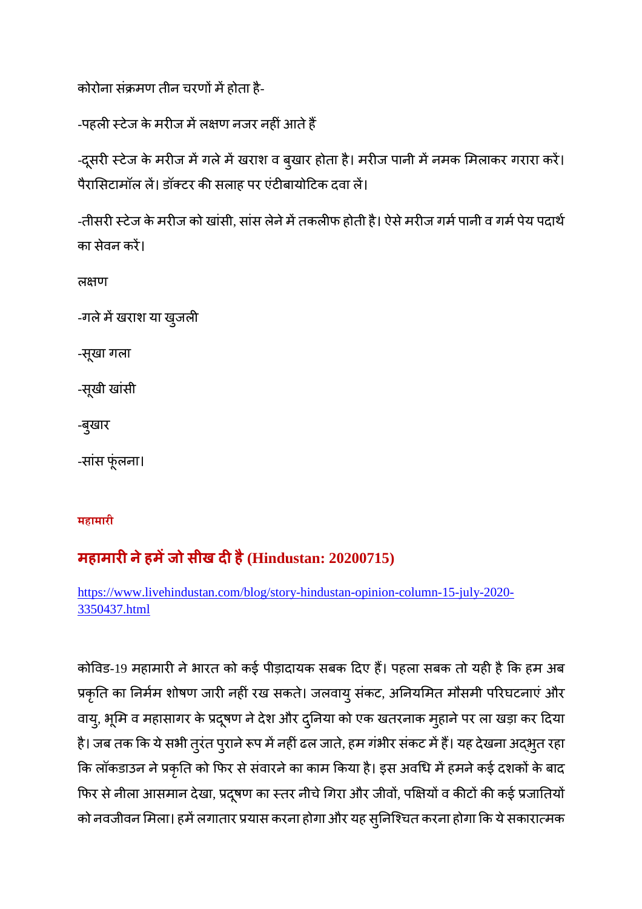कोरोना संक्रमण तीन चरणों में होता है-

-पहली स्टेज के मरीज में लक्षण नजर नहीं आते हैं

-दूसरी स्टेज के मरीज में गले में खराश व बुखार होता है। मरीज पानी में नमक मिलाकर गरारा करें। पैरासिटामॉल लें। डॉक्टर की सलाह पर एंटीबायोटिक दवा लें।

-तीसरी स्टेज के मरीज को खांसी, सांस लेने में तकलीफ होती है। ऐसे मरीज गर्म पानी व गर्म पेय पदार्थ का सेवन करें।

लक्षण

-गले में खराश या खुजली

-सूखा गला

-सूखी खांसी

-बुखार

-सांस फूंलना।

**महामारी**

## महामारी ने हमें जो सीख दी है (Hindustan: 20200715)

https://www.livehindustan.com/blog/story-hindustan-opinion-column-15-july-2020-3350437.html

कोविड-19 महामारी ने भारत को कई पीड़ादायक सबक दिए हैं। पहला सबक तो यही है कि हम अब प्रकृति का निर्मम शोषण जारी नहीं रख सकते। जलवायु संकट, अनियमित मौसमी परिघटनाएं और वायु, भूमि व महासागर के प्रदूषण ने देश और दुनिया को एक खतरनाक मुहाने पर ला खड़ा कर दिया है। जब तक कि ये सभी तुरंत पुराने रूप में नहीं ढल जाते, हम गंभीर संकट में हैं। यह देखना अद्भुत रहा कि लॉकडाउन ने प्रकृति को फिर से संवारने का काम किया है। इस अवधि में हमने कई दशकों के बाद फिर से नीला आसमान देखा, प्रदूषण का स्तर नीचे गिरा और जीवों, पक्षियों व कीटों की कई प्रजातियों को नवजीवन मिला। हमें लगातार प्रयास करना होगा और यह सुनिश्चित करना होगा कि ये सकारात्मक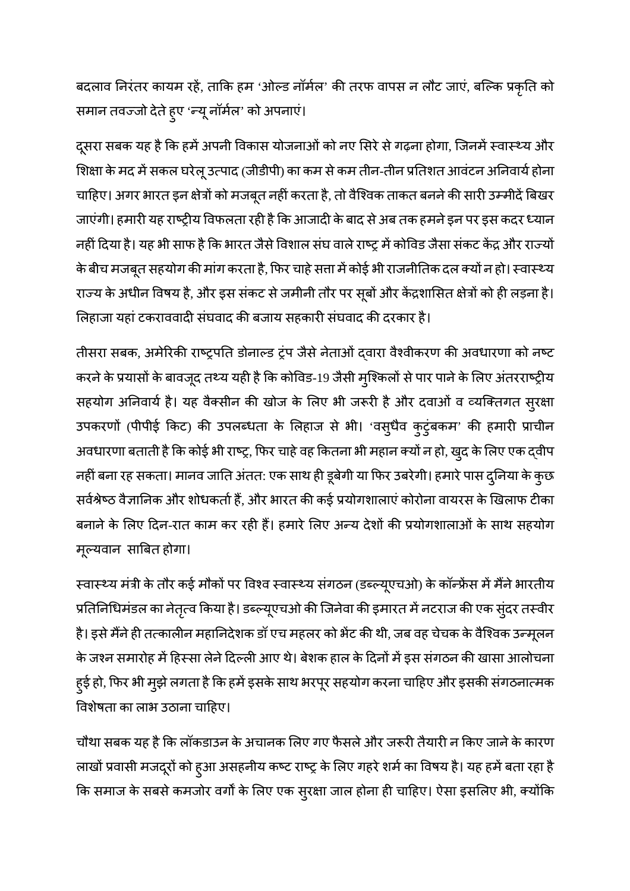बदलाव निरंतर कायम रहें, ताकि हम 'ओल्ड नॉर्मल' की तरफ वापस न लौट जाएं, बल्कि प्रकृति को समान तवज्जो देते हुए 'न्यू नॉर्मल' को अपनाएं।

दूसरा सबक यह है कि हमें अपनी विकास योजनाओं को नए सिरे से गढ़ना होगा, जिनमें स्वास्थ्य और शिक्षा के मद में सकल घरेलू उत्पाद (जीडीपी) का कम से कम तीन-तीन प्रतिशत आवंटन अनिवार्य होना चाहिए। अगर भारत इन क्षेत्रों को मजबूत नहीं करता है, तो वैश्विक ताकत बनने की सारी उम्मीदें बिखर जाएंगी। हमारी यह राष्ट्रीय विफलता रही है कि आजादी के बाद से अब तक हमने इन पर इस कदर ध्यान नहीं दिया है। यह भी साफ है कि भारत जैसे विशाल संघ वाले राष्ट्र में कोविड जैसा संकट केंद्र और राज्यों के बीच मजबूत सहयोग की मांग करता है, फिर चाहे सत्ता में कोई भी राजनीतिक दल क्यों न हो। स्वास्थ्य राज्य के अधीन विषय है, और इस संकट से जमीनी तौर पर सूबों और केंद्रशासित क्षेत्रों को ही लड़ना है। लिहाजा यहां टकराववादी संघवाद की बजाय सहकारी संघवाद की दरकार है।

तीसरा सबक, अमेरिकी राष्ट्रपति डोनाल्ड ट्रंप जैसे नेताओं द्वारा वैश्वीकरण की अवधारणा को नष्ट करने के प्रयासों के बावजूद तथ्य यही है कि कोविड-19 जैसी मुश्किलों से पार पाने के लिए अंतरराष्ट्रीय सहयोग अनिवार्य है। यह वैक्सीन की खोज के लिए भी जरूरी है और दवाओं व व्यक्तिगत सुरक्षा उपकरणों (पीपीई किट) की उपलब्धता के लिहाज से भी। 'वसुधैव कुटुंबकम' की हमारी प्राचीन अवधारणा बताती है कि कोई भी राष्ट्र, फिर चाहे वह कितना भी महान क्यों न हो, खुद के लिए एक द्वीप नहीं बना रह सकता। मानव जाति अंततः एक साथ ही डूबेगी या फिर उबरेगी। हमारे पास दुनिया के कुछ सर्वश्रेष्ठ वैज्ञानिक और शोधकर्ता हैं, और भारत की कई प्रयोगशालाएं कोरोना वायरस के खिलाफ टीका बनाने के लिए दिन-रात काम कर रही हैं। हमारे लिए अन्य देशों की प्रयोगशालाओं के साथ सहयोग मूल्यवान साबित होगा।

स्वास्थ्य मंत्री के तौर कई मौकों पर विश्व स्वास्थ्य संगठन (डब्ल्यूएचओ) के कॉन्फ्रेंस में मैंने भारतीय प्रतिनिधिमंडल का नेतृत्व किया है। डब्ल्यूएचओ की जिनेवा की इमारत में नटराज की एक सुंदर तस्वीर है। इसे मैंने ही तत्कालीन महानिदेशक डॉ एच महलर को भेंट की थी, जब वह चेचक के वैश्विक उन्मूलन के जश्न समारोह में हिस्सा लेने दिल्ली आए थे। बेशक हाल के दिनों में इस संगठन की खासा आलोचना हुई हो, फिर भी मुझे लगता है कि हमें इसके साथ भरपूर सहयोग करना चाहिए और इसकी संगठनात्मक विशेषता का लाभ उठाना चाहिए।

चौथा सबक यह है कि लॉकडाउन के अचानक लिए गए फैसले और जरूरी तैयारी न किए जाने के कारण लाखों प्रवासी मजदूरों को हुआ असहनीय कष्ट राष्ट्र के लिए गहरे शर्म का विषय है। यह हमें बता रहा है कि समाज के सबसे कमजोर वर्गों के लिए एक सुरक्षा जाल होना ही चाहिए। ऐसा इसलिए भी, क्योंकि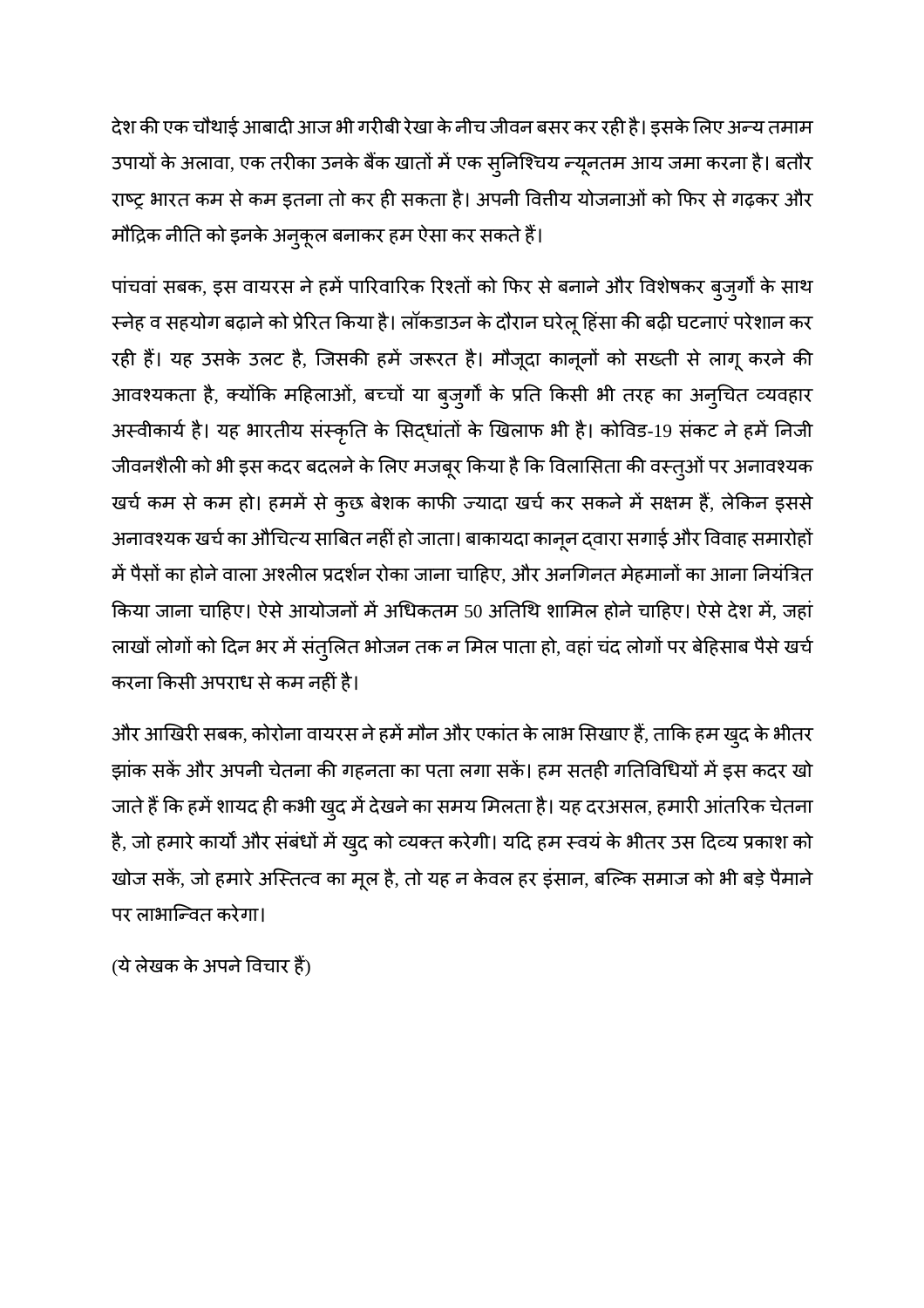देश की एक चौथाई आबादी आज भी गरीबी रेखा के नीच जीवन बसर कर रही है। इसके लिए अन्य तमाम उपायों के अलावा, एक तरीका उनके बैंक खातों में एक सुनिश्चिय न्यूनतम आय जमा करना है। बतौर राष्ट्र भारत कम से कम इतना तो कर ही सकता है। अपनी वित्तीय योजनाओं को फिर से गढ़कर और मौद्रिक नीति को इनके अनुकूल बनाकर हम ऐसा कर सकते हैं।

पांचवां सबक, इस वायरस ने हमें पारिवारिक रिश्तों को फिर से बनाने और विशेषकर बुजुर्गों के साथ स्नेह व सहयोग बढ़ाने को प्रेरित किया है। लॉकडाउन के दौरान घरेलू हिंसा की बढ़ी घटनाएं परेशान कर रही हैं। यह उसके उलट है, जिसकी हमें जरूरत है। मौजूदा कानूनों को सख्ती से लागू करने की आवश्यकता है, क्योंकि महिलाओं, बच्चों या बुजुर्गों के प्रति किसी भी तरह का अनुचित व्यवहार अस्वीकार्य है। यह भारतीय संस्कृति के सिद्धांतों के खिलाफ भी है। कोविड-19 संकट ने हमें निजी जीवनशैली को भी इस कदर बदलने के लिए मजबूर किया है कि विलासिता की वस्तुओं पर अनावश्यक खर्च कम से कम हो। हममें से कुछ बेशक काफी ज्यादा खर्च कर सकने में सक्षम हैं, लेकिन इससे अनावश्यक खर्च का औचित्य साबित नहीं हो जाता। बाकायदा कानून द्वारा सगाई और विवाह समारोहों में पैसों का होने वाला अश्लील प्रदर्शन रोका जाना चाहिए, और अनगिनत मेहमानों का आना नियंत्रित किया जाना चाहिए। ऐसे आयोजनों में अधिकतम 50 अतिथि शामिल होने चाहिए। ऐसे देश में, जहां लाखों लोगों को दिन भर में संतुलित भोजन तक न मिल पाता हो, वहां चंद लोगों पर बेहिसाब पैसे खर्च करना किसी अपराध से कम नहीं है।

और आखिरी सबक, कोरोना वायरस ने हमें मौन और एकांत के लाभ सिखाए हैं, ताकि हम खुद के भीतर झांक सकें और अपनी चेतना की गहनता का पता लगा सकें। हम सतही गतिविधियों में इस कदर खो जाते हैं कि हमें शायद ही कभी खुद में देखने का समय मिलता है। यह दरअसल, हमारी आंतरिक चेतना है, जो हमारे कार्यों और संबंधों में खुद को व्यक्त करेगी। यदि हम स्वयं के भीतर उस दिव्य प्रकाश को खोज सकें, जो हमारे अस्तित्व का मूल है, तो यह न केवल हर इंसान, बल्कि समाज को भी बड़े पैमाने पर लाभान्वित करेगा।

(ये लेखक के अपने विचार हैं)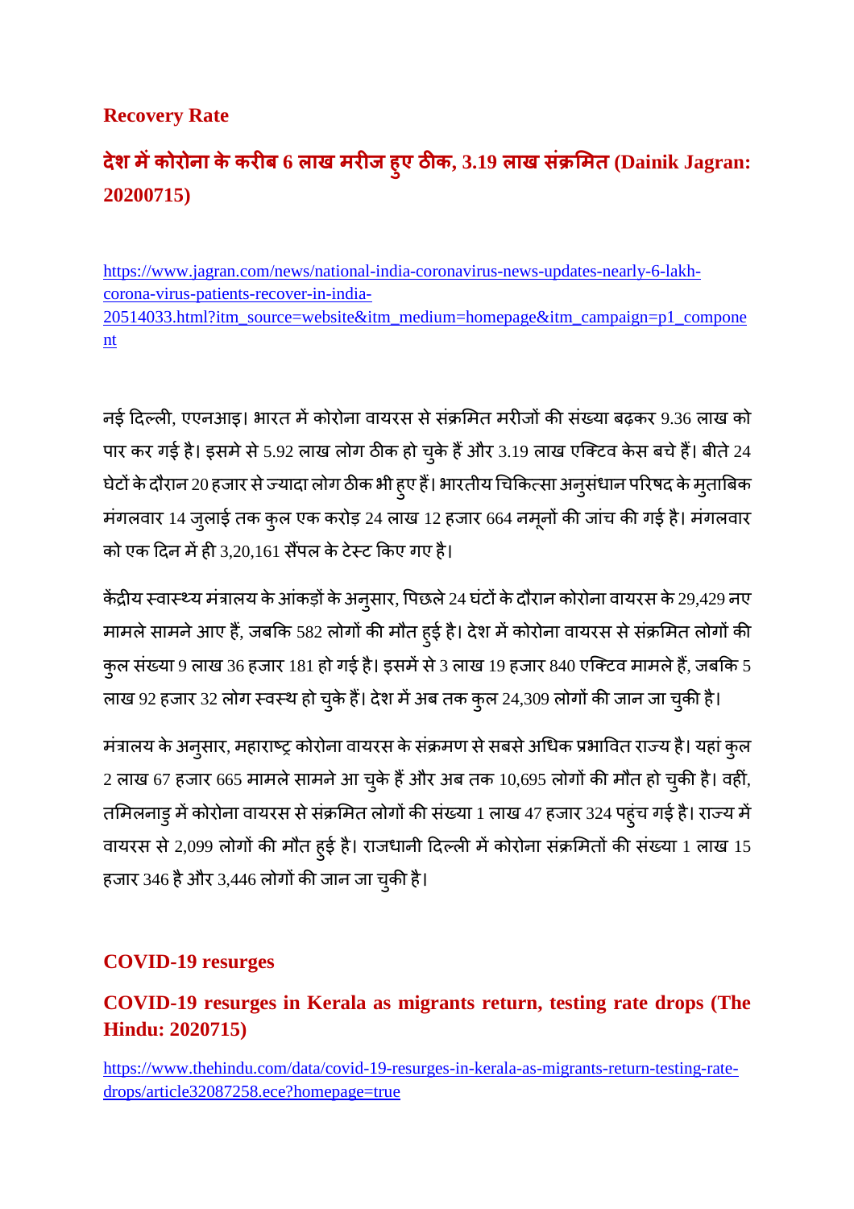## Recovery Rate

### देश में कोरोना के करीब 6 लाख मरीज हुए ठीक, 3.19 लाख संक्रमित (Dainik Jagran: 20200715)

https://www.jagran.com/news/national-india-coronavirus-news-updates-nearly-6-lakh-corona-virus-patients-recover-in-india-20514033.html?itm_source=website&itm_medium=homepage&itm_campaign=p1_component

नई दिल्ली, एएनआइ। भारत में कोरोना वायरस से संक्रमित मरीजों की संख्या बढ़कर 9.36 लाख को पार कर गई है। इसमे से 5.92 लाख लोग ठीक हो चुके हैं और 3.19 लाख एक्टिव केस बचे हैं। बीते 24 घंटों के दौरान 20 हजार से ज्यादा लोग ठीक भी हुए हैं। भारतीय चिकित्सा अनुसंधान परिषद के मुताबिक मंगलवार 14 जुलाई तक कुल एक करोड़ 24 लाख 12 हजार 664 नमूनों की जांच की गई है। मंगलवार को एक दिन में ही 3,20,161 सैंपल के टेस्ट किए गए है।

केंद्रीय स्वास्थ्य मंत्रालय के आंकड़ों के अनुसार, पिछले 24 घंटों के दौरान कोरोना वायरस के 29,429 नए मामले सामने आए हैं, जबकि 582 लोगों की मौत हुई है। देश में कोरोना वायरस से संक्रमित लोगों की कुल संख्या 9 लाख 36 हजार 181 हो गई है। इसमें से 3 लाख 19 हजार 840 एक्टिव मामले हैं, जबकि 5 लाख 92 हजार 32 लोग स्वस्थ हो चुके हैं। देश में अब तक कुल 24,309 लोगों की जान जा चुकी है।

मंत्रालय के अनुसार, महाराष्ट्र कोरोना वायरस के संक्रमण से सबसे अधिक प्रभावित राज्य है। यहां कुल 2 लाख 67 हजार 665 मामले सामने आ चुके हैं और अब तक 10,695 लोगों की मौत हो चुकी है। वहीं, तमिलनाडु में कोरोना वायरस से संक्रमित लोगों की संख्या 1 लाख 47 हजार 324 पहुंच गई है। राज्य में वायरस से 2,099 लोगों की मौत हुई है। राजधानी दिल्ली में कोरोना संक्रमितों की संख्या 1 लाख 15 हजार 346 है और 3,446 लोगों की जान जा चुकी है।

## COVID-19 resurges

### COVID-19 resurges in Kerala as migrants return, testing rate drops (The Hindu: 2020715)

https://www.thehindu.com/data/covid-19-resurges-in-kerala-as-migrants-return-testing-rate-drops/article32087258.ece?homepage=true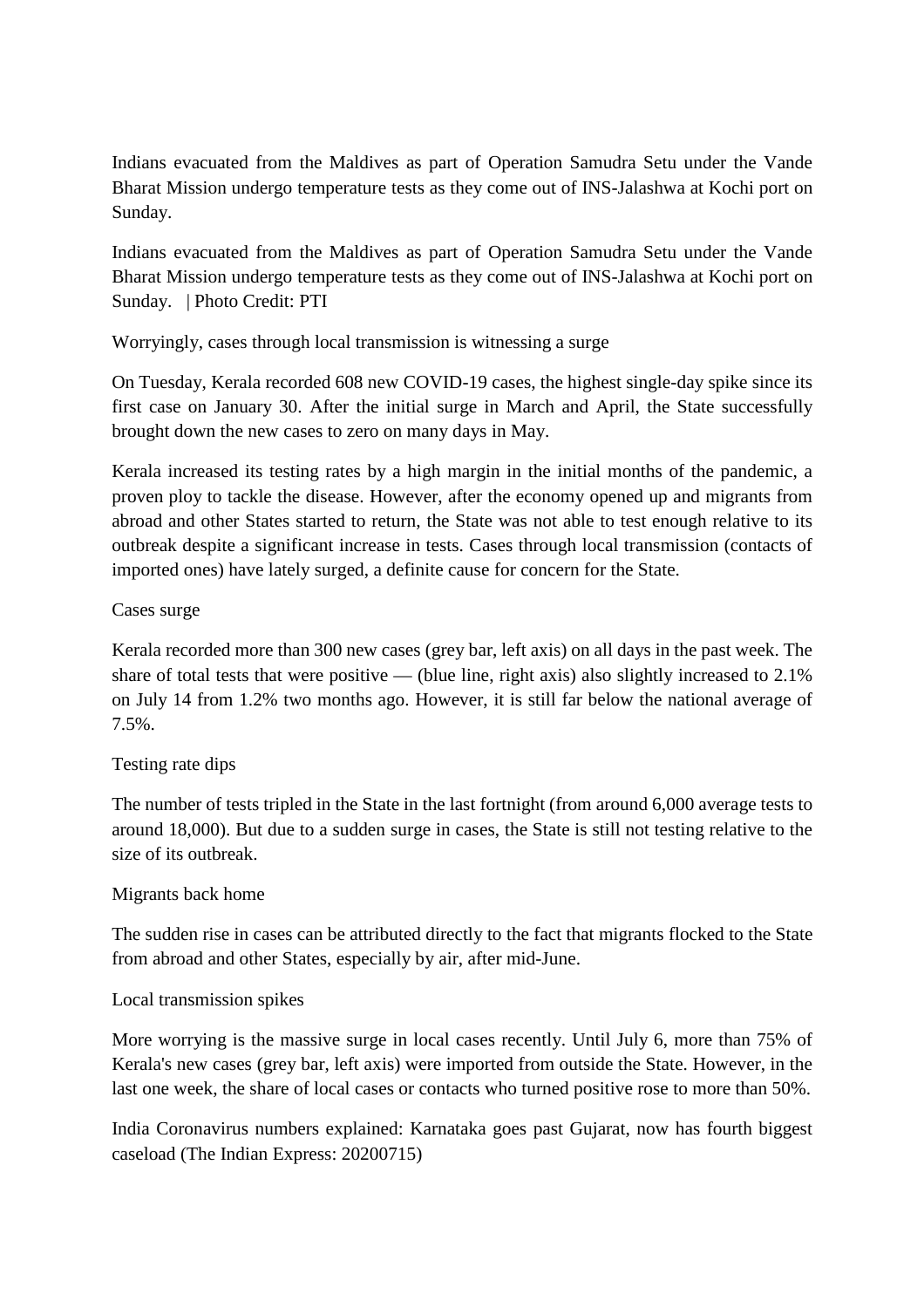Indians evacuated from the Maldives as part of Operation Samudra Setu under the Vande Bharat Mission undergo temperature tests as they come out of INS-Jalashwa at Kochi port on Sunday.

Indians evacuated from the Maldives as part of Operation Samudra Setu under the Vande Bharat Mission undergo temperature tests as they come out of INS-Jalashwa at Kochi port on Sunday.   | Photo Credit: PTI

Worryingly, cases through local transmission is witnessing a surge

On Tuesday, Kerala recorded 608 new COVID-19 cases, the highest single-day spike since its first case on January 30. After the initial surge in March and April, the State successfully brought down the new cases to zero on many days in May.

Kerala increased its testing rates by a high margin in the initial months of the pandemic, a proven ploy to tackle the disease. However, after the economy opened up and migrants from abroad and other States started to return, the State was not able to test enough relative to its outbreak despite a significant increase in tests. Cases through local transmission (contacts of imported ones) have lately surged, a definite cause for concern for the State.

Cases surge

Kerala recorded more than 300 new cases (grey bar, left axis) on all days in the past week. The share of total tests that were positive — (blue line, right axis) also slightly increased to 2.1% on July 14 from 1.2% two months ago. However, it is still far below the national average of 7.5%.

Testing rate dips

The number of tests tripled in the State in the last fortnight (from around 6,000 average tests to around 18,000). But due to a sudden surge in cases, the State is still not testing relative to the size of its outbreak.

Migrants back home

The sudden rise in cases can be attributed directly to the fact that migrants flocked to the State from abroad and other States, especially by air, after mid-June.

Local transmission spikes

More worrying is the massive surge in local cases recently. Until July 6, more than 75% of Kerala's new cases (grey bar, left axis) were imported from outside the State. However, in the last one week, the share of local cases or contacts who turned positive rose to more than 50%.

India Coronavirus numbers explained: Karnataka goes past Gujarat, now has fourth biggest caseload (The Indian Express: 20200715)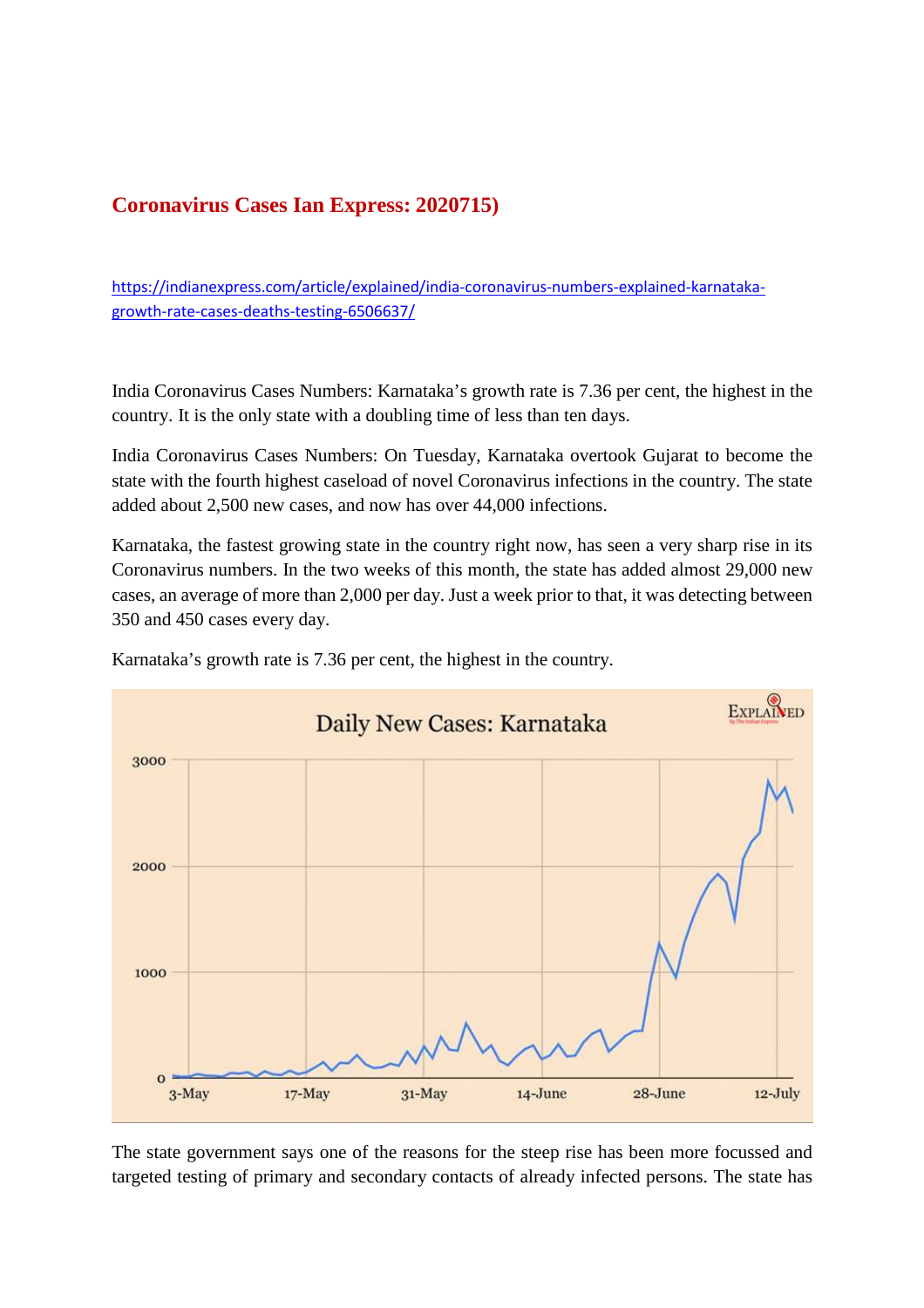## Coronavirus Cases Ian Express: 2020715)

https://indianexpress.com/article/explained/india-coronavirus-numbers-explained-karnataka-growth-rate-cases-deaths-testing-6506637/

India Coronavirus Cases Numbers: Karnataka's growth rate is 7.36 per cent, the highest in the country. It is the only state with a doubling time of less than ten days.

India Coronavirus Cases Numbers: On Tuesday, Karnataka overtook Gujarat to become the state with the fourth highest caseload of novel Coronavirus infections in the country. The state added about 2,500 new cases, and now has over 44,000 infections.

Karnataka, the fastest growing state in the country right now, has seen a very sharp rise in its Coronavirus numbers. In the two weeks of this month, the state has added almost 29,000 new cases, an average of more than 2,000 per day. Just a week prior to that, it was detecting between 350 and 450 cases every day.

Karnataka's growth rate is 7.36 per cent, the highest in the country.

Daily New Cases: Karnataka

The state government says one of the reasons for the steep rise has been more focussed and targeted testing of primary and secondary contacts of already infected persons. The state has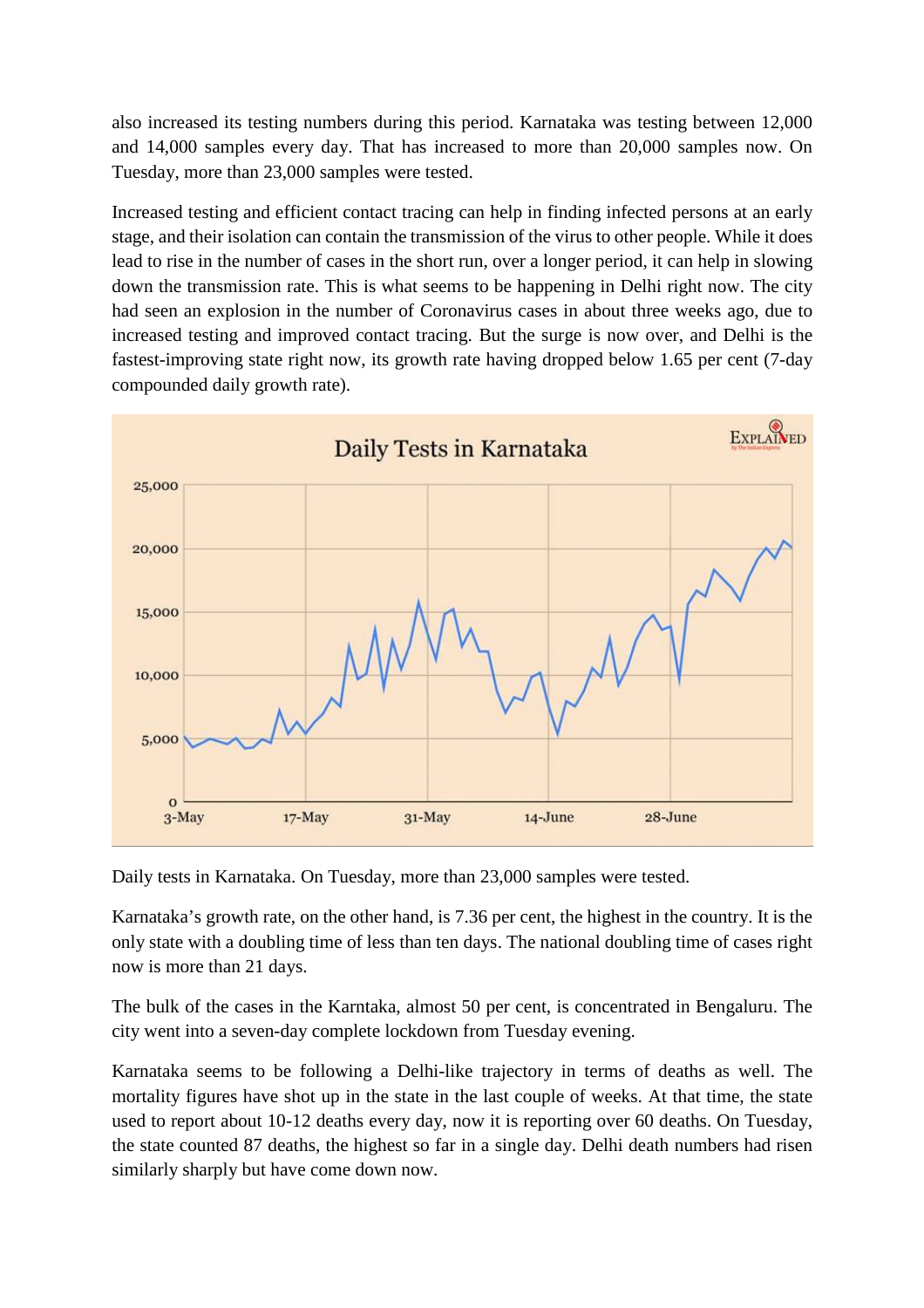also increased its testing numbers during this period. Karnataka was testing between 12,000 and 14,000 samples every day. That has increased to more than 20,000 samples now. On Tuesday, more than 23,000 samples were tested.

Increased testing and efficient contact tracing can help in finding infected persons at an early stage, and their isolation can contain the transmission of the virus to other people. While it does lead to rise in the number of cases in the short run, over a longer period, it can help in slowing down the transmission rate. This is what seems to be happening in Delhi right now. The city had seen an explosion in the number of Coronavirus cases in about three weeks ago, due to increased testing and improved contact tracing. But the surge is now over, and Delhi is the fastest-improving state right now, its growth rate having dropped below 1.65 per cent (7-day compounded daily growth rate).

Daily tests in Karnataka. On Tuesday, more than 23,000 samples were tested.

Karnataka's growth rate, on the other hand, is 7.36 per cent, the highest in the country. It is the only state with a doubling time of less than ten days. The national doubling time of cases right now is more than 21 days.

The bulk of the cases in the Karntaka, almost 50 per cent, is concentrated in Bengaluru. The city went into a seven-day complete lockdown from Tuesday evening.

Karnataka seems to be following a Delhi-like trajectory in terms of deaths as well. The mortality figures have shot up in the state in the last couple of weeks. At that time, the state used to report about 10-12 deaths every day, now it is reporting over 60 deaths. On Tuesday, the state counted 87 deaths, the highest so far in a single day. Delhi death numbers had risen similarly sharply but have come down now.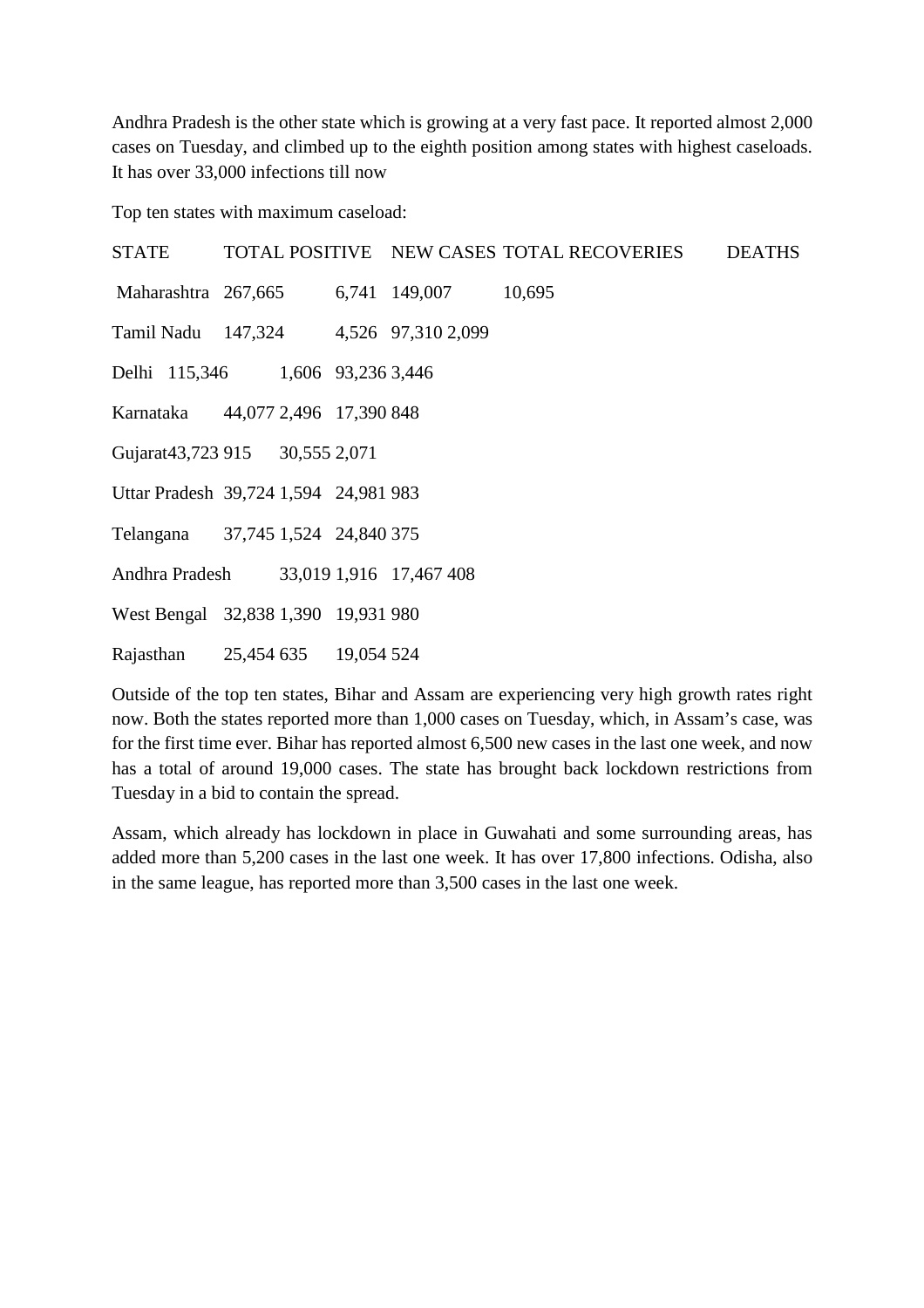Andhra Pradesh is the other state which is growing at a very fast pace. It reported almost 2,000 cases on Tuesday, and climbed up to the eighth position among states with highest caseloads. It has over 33,000 infections till now

Top ten states with maximum caseload:

| STATE | TOTAL POSITIVE | NEW CASES | TOTAL RECOVERIES | DEATHS |
| --- | --- | --- | --- | --- |
| Maharashtra | 267,665 | 6,741 | 149,007 | 10,695 |
| Tamil Nadu | 147,324 | 4,526 | 97,310 | 2,099 |
| Delhi | 115,346 | 1,606 | 93,236 | 3,446 |
| Karnataka | 44,077 | 2,496 | 17,390 | 848 |
| Gujarat | 43,723 | 915 | 30,555 | 2,071 |
| Uttar Pradesh | 39,724 | 1,594 | 24,981 | 983 |
| Telangana | 37,745 | 1,524 | 24,840 | 375 |
| Andhra Pradesh | 33,019 | 1,916 | 17,467 | 408 |
| West Bengal | 32,838 | 1,390 | 19,931 | 980 |
| Rajasthan | 25,454 | 635 | 19,054 | 524 |

Outside of the top ten states, Bihar and Assam are experiencing very high growth rates right now. Both the states reported more than 1,000 cases on Tuesday, which, in Assam's case, was for the first time ever. Bihar has reported almost 6,500 new cases in the last one week, and now has a total of around 19,000 cases. The state has brought back lockdown restrictions from Tuesday in a bid to contain the spread.

Assam, which already has lockdown in place in Guwahati and some surrounding areas, has added more than 5,200 cases in the last one week. It has over 17,800 infections. Odisha, also in the same league, has reported more than 3,500 cases in the last one week.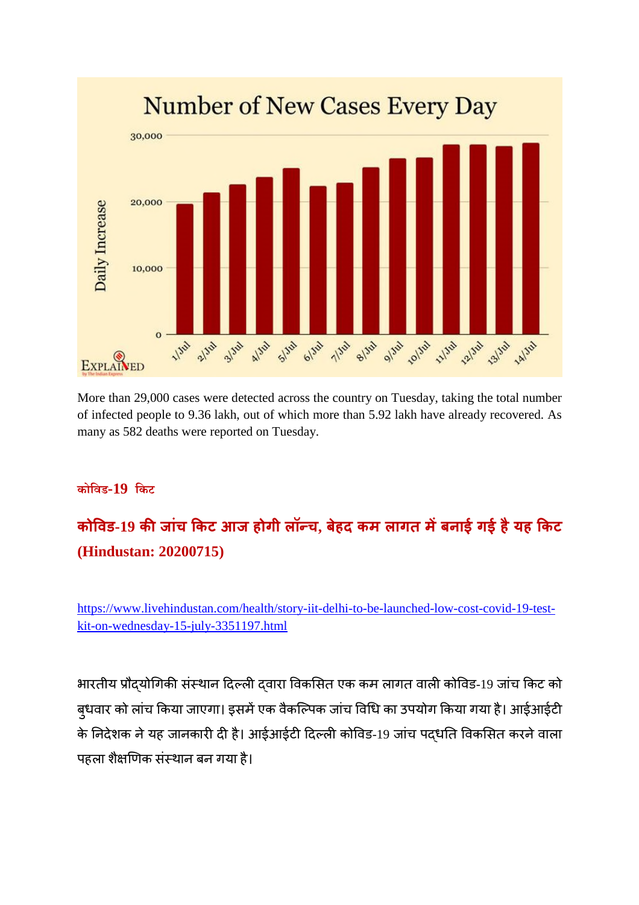More than 29,000 cases were detected across the country on Tuesday, taking the total number of infected people to 9.36 lakh, out of which more than 5.92 lakh have already recovered. As many as 582 deaths were reported on Tuesday.

**कोविड-19 किट**

## कोविड-19 की जांच किट आज होगी लॉन्च, बेहद कम लागत में बनाई गई है यह किट (Hindustan: 20200715)

https://www.livehindustan.com/health/story-iit-delhi-to-be-launched-low-cost-covid-19-test-kit-on-wednesday-15-july-3351197.html

भारतीय प्रौद्योगिकी संस्थान दिल्ली द्वारा विकसित एक कम लागत वाली कोविड-19 जांच किट को बुधवार को लांच किया जाएगा। इसमें एक वैकल्पिक जांच विधि का उपयोग किया गया है। आईआईटी के निदेशक ने यह जानकारी दी है। आईआईटी दिल्ली कोविड-19 जांच पद्धति विकसित करने वाला पहला शैक्षणिक संस्थान बन गया है।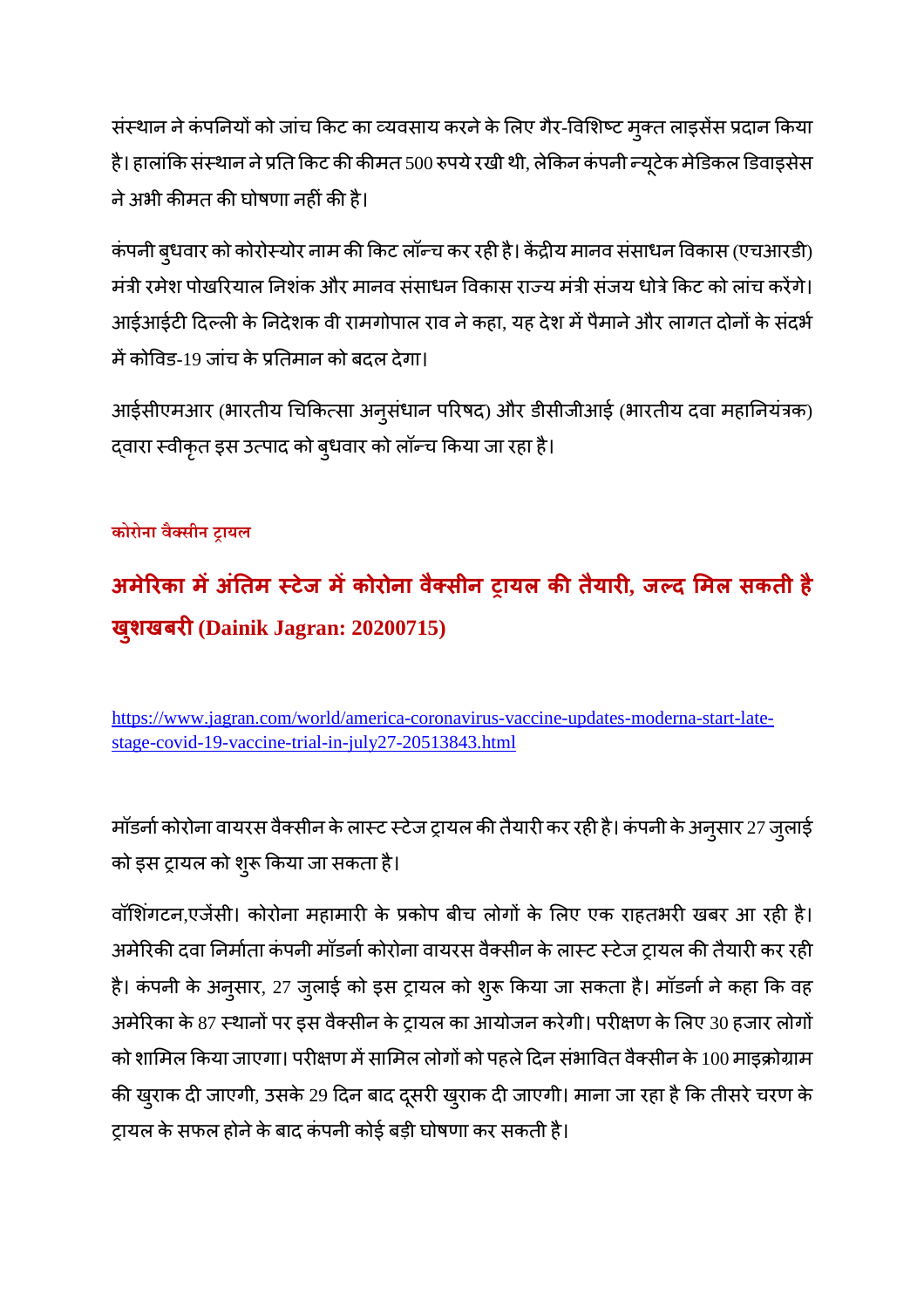संस्थान ने कंपनियों को जांच किट का व्यवसाय करने के लिए गैर-विशिष्ट मुक्त लाइसेंस प्रदान किया है। हालांकि संस्थान ने प्रति किट की कीमत 500 रुपये रखी थी, लेकिन कंपनी न्यूटेक मेडिकल डिवाइसेस ने अभी कीमत की घोषणा नहीं की है।

कंपनी बुधवार को कोरोस्योर नाम की किट लॉन्च कर रही है। केंद्रीय मानव संसाधन विकास (एचआरडी) मंत्री रमेश पोखरियाल निशंक और मानव संसाधन विकास राज्य मंत्री संजय धोत्रे किट को लांच करेंगे। आईआईटी दिल्ली के निदेशक वी रामगोपाल राव ने कहा, यह देश में पैमाने और लागत दोनों के संदर्भ में कोविड-19 जांच के प्रतिमान को बदल देगा।

आईसीएमआर (भारतीय चिकित्सा अनुसंधान परिषद) और डीसीजीआई (भारतीय दवा महानियंत्रक) द्वारा स्वीकृत इस उत्पाद को बुधवार को लॉन्च किया जा रहा है।

**कोरोना वैक्सीन ट्रायल**

## अमेरिका में अंतिम स्टेज में कोरोना वैक्सीन ट्रायल की तैयारी, जल्द मिल सकती है खुशखबरी (Dainik Jagran: 20200715)

https://www.jagran.com/world/america-coronavirus-vaccine-updates-moderna-start-late-stage-covid-19-vaccine-trial-in-july27-20513843.html

मॉडर्ना कोरोना वायरस वैक्सीन के लास्ट स्टेज ट्रायल की तैयारी कर रही है। कंपनी के अनुसार 27 जुलाई को इस ट्रायल को शुरू किया जा सकता है।

वॉशिंगटन,एजेंसी। कोरोना महामारी के प्रकोप बीच लोगों के लिए एक राहतभरी खबर आ रही है। अमेरिकी दवा निर्माता कंपनी मॉडर्ना कोरोना वायरस वैक्सीन के लास्ट स्टेज ट्रायल की तैयारी कर रही है। कंपनी के अनुसार, 27 जुलाई को इस ट्रायल को शुरू किया जा सकता है। मॉडर्ना ने कहा कि वह अमेरिका के 87 स्थानों पर इस वैक्सीन के ट्रायल का आयोजन करेगी। परीक्षण के लिए 30 हजार लोगों को शामिल किया जाएगा। परीक्षण में सामिल लोगों को पहले दिन संभावित वैक्सीन के 100 माइक्रोग्राम की खुराक दी जाएगी, उसके 29 दिन बाद दूसरी खुराक दी जाएगी। माना जा रहा है कि तीसरे चरण के ट्रायल के सफल होने के बाद कंपनी कोई बड़ी घोषणा कर सकती है।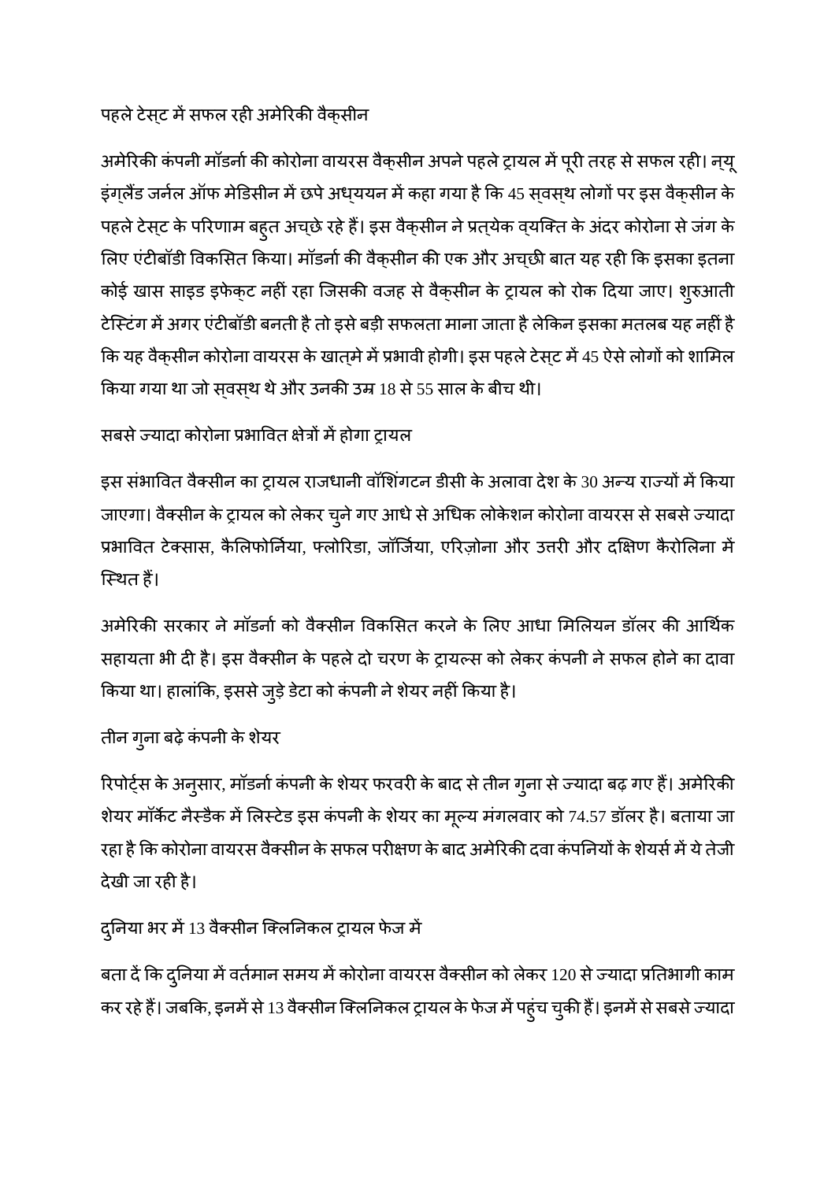## पहले टेस्ट में सफल रही अमेरिकी वैक्सीन

अमेरिकी कंपनी मॉडर्ना की कोरोना वायरस वैक्सीन अपने पहले ट्रायल में पूरी तरह से सफल रही। न्यू इंग्लैंड जर्नल ऑफ मेडिसीन में छपे अध्ययन में कहा गया है कि 45 स्वस्थ लोगों पर इस वैक्सीन के पहले टेस्ट के परिणाम बहुत अच्छे रहे हैं। इस वैक्सीन ने प्रत्येक व्यक्ति के अंदर कोरोना से जंग के लिए एंटीबॉडी विकसित किया। मॉडर्ना की वैक्सीन की एक और अच्छी बात यह रही कि इसका इतना कोई खास साइड इफेक्ट नहीं रहा जिसकी वजह से वैक्सीन के ट्रायल को रोक दिया जाए। शुरुआती टेस्टिंग में अगर एंटीबॉडी बनती है तो इसे बड़ी सफलता माना जाता है लेकिन इसका मतलब यह नहीं है कि यह वैक्सीन कोरोना वायरस के खात्मे में प्रभावी होगी। इस पहले टेस्ट में 45 ऐसे लोगों को शामिल किया गया था जो स्वस्थ थे और उनकी उम्र 18 से 55 साल के बीच थी।

## सबसे ज्यादा कोरोना प्रभावित क्षेत्रों में होगा ट्रायल

इस संभावित वैक्सीन का ट्रायल राजधानी वॉशिंगटन डीसी के अलावा देश के 30 अन्य राज्यों में किया जाएगा। वैक्सीन के ट्रायल को लेकर चुने गए आधे से अधिक लोकेशन कोरोना वायरस से सबसे ज्यादा प्रभावित टेक्सास, कैलिफोर्निया, फ्लोरिडा, जॉर्जिया, एरिज़ोना और उत्तरी और दक्षिण कैरोलिना में स्थित हैं।

अमेरिकी सरकार ने मॉडर्ना को वैक्सीन विकसित करने के लिए आधा मिलियन डॉलर की आर्थिक सहायता भी दी है। इस वैक्सीन के पहले दो चरण के ट्रायल्स को लेकर कंपनी ने सफल होने का दावा किया था। हालांकि, इससे जुड़े डेटा को कंपनी ने शेयर नहीं किया है।

## तीन गुना बढ़े कंपनी के शेयर

रिपोर्ट्स के अनुसार, मॉडर्ना कंपनी के शेयर फरवरी के बाद से तीन गुना से ज्यादा बढ़ गए हैं। अमेरिकी शेयर मॉर्केट नैस्डैक में लिस्टेड इस कंपनी के शेयर का मूल्य मंगलवार को 74.57 डॉलर है। बताया जा रहा है कि कोरोना वायरस वैक्सीन के सफल परीक्षण के बाद अमेरिकी दवा कंपनियों के शेयर्स में ये तेजी देखी जा रही है।

## दुनिया भर में 13 वैक्सीन क्लिनिकल ट्रायल फेज में

बता दें कि दुनिया में वर्तमान समय में कोरोना वायरस वैक्सीन को लेकर 120 से ज्यादा प्रतिभागी काम कर रहे हैं। जबकि, इनमें से 13 वैक्सीन क्लिनिकल ट्रायल के फेज में पहुंच चुकी हैं। इनमें से सबसे ज्यादा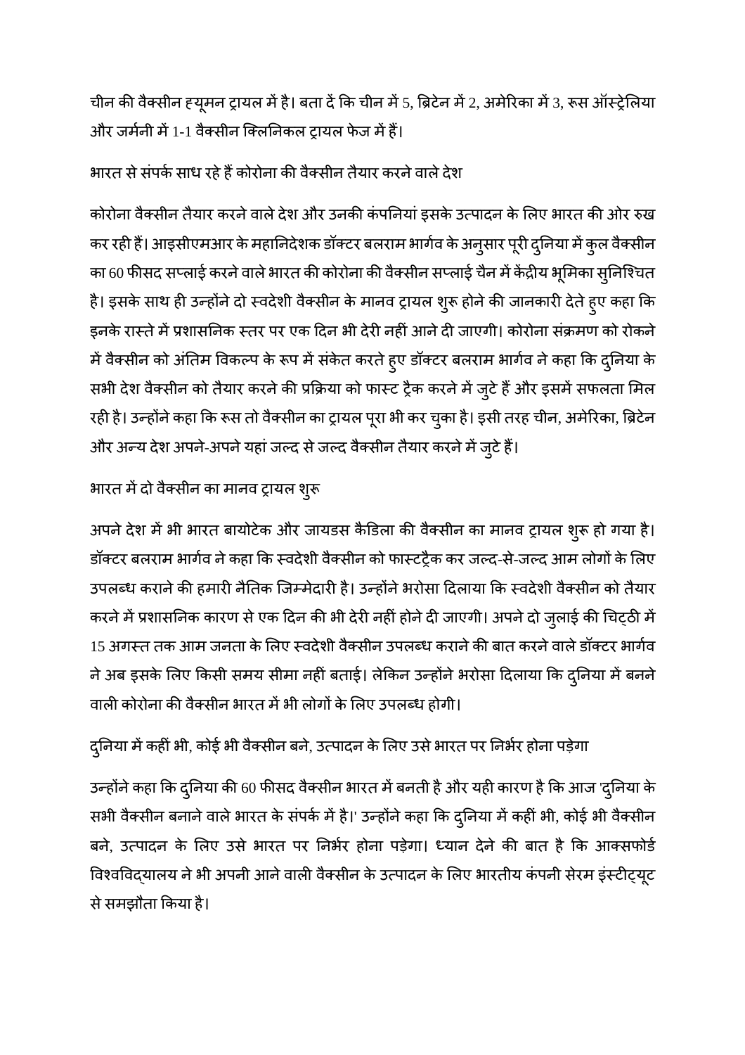चीन की वैक्सीन ह्यूमन ट्रायल में है। बता दें कि चीन में 5, ब्रिटेन में 2, अमेरिका में 3, रूस ऑस्ट्रेलिया और जर्मनी में 1-1 वैक्सीन क्लिनिकल ट्रायल फेज में हैं।

## भारत से संपर्क साध रहे हैं कोरोना की वैक्सीन तैयार करने वाले देश

कोरोना वैक्सीन तैयार करने वाले देश और उनकी कंपनियां इसके उत्पादन के लिए भारत की ओर रुख कर रही हैं। आइसीएमआर के महानिदेशक डॉक्टर बलराम भार्गव के अनुसार पूरी दुनिया में कुल वैक्सीन का 60 फीसद सप्लाई करने वाले भारत की कोरोना की वैक्सीन सप्लाई चैन में केंद्रीय भूमिका सुनिश्चित है। इसके साथ ही उन्होंने दो स्वदेशी वैक्सीन के मानव ट्रायल शुरू होने की जानकारी देते हुए कहा कि इनके रास्ते में प्रशासनिक स्तर पर एक दिन भी देरी नहीं आने दी जाएगी। कोरोना संक्रमण को रोकने में वैक्सीन को अंतिम विकल्प के रूप में संकेत करते हुए डॉक्टर बलराम भार्गव ने कहा कि दुनिया के सभी देश वैक्सीन को तैयार करने की प्रक्रिया को फास्ट ट्रैक करने में जुटे हैं और इसमें सफलता मिल रही है। उन्होंने कहा कि रूस तो वैक्सीन का ट्रायल पूरा भी कर चुका है। इसी तरह चीन, अमेरिका, ब्रिटेन और अन्य देश अपने-अपने यहां जल्द से जल्द वैक्सीन तैयार करने में जुटे हैं।

## भारत में दो वैक्सीन का मानव ट्रायल शुरू

अपने देश में भी भारत बायोटेक और जायडस कैडिला की वैक्सीन का मानव ट्रायल शुरू हो गया है। डॉक्टर बलराम भार्गव ने कहा कि स्वदेशी वैक्सीन को फास्टट्रैक कर जल्द-से-जल्द आम लोगों के लिए उपलब्ध कराने की हमारी नैतिक जिम्मेदारी है। उन्होंने भरोसा दिलाया कि स्वदेशी वैक्सीन को तैयार करने में प्रशासनिक कारण से एक दिन की भी देरी नहीं होने दी जाएगी। अपने दो जुलाई की चिट्ठी में 15 अगस्त तक आम जनता के लिए स्वदेशी वैक्सीन उपलब्ध कराने की बात करने वाले डॉक्टर भार्गव ने अब इसके लिए किसी समय सीमा नहीं बताई। लेकिन उन्होंने भरोसा दिलाया कि दुनिया में बनने वाली कोरोना की वैक्सीन भारत में भी लोगों के लिए उपलब्ध होगी।

## दुनिया में कहीं भी, कोई भी वैक्सीन बने, उत्पादन के लिए उसे भारत पर निर्भर होना पड़ेगा

उन्होंने कहा कि दुनिया की 60 फीसद वैक्सीन भारत में बनती है और यही कारण है कि आज 'दुनिया के सभी वैक्सीन बनाने वाले भारत के संपर्क में है।' उन्होंने कहा कि दुनिया में कहीं भी, कोई भी वैक्सीन बने, उत्पादन के लिए उसे भारत पर निर्भर होना पड़ेगा। ध्यान देने की बात है कि आक्सफोर्ड विश्वविद्यालय ने भी अपनी आने वाली वैक्सीन के उत्पादन के लिए भारतीय कंपनी सेरम इंस्टीट्यूट से समझौता किया है।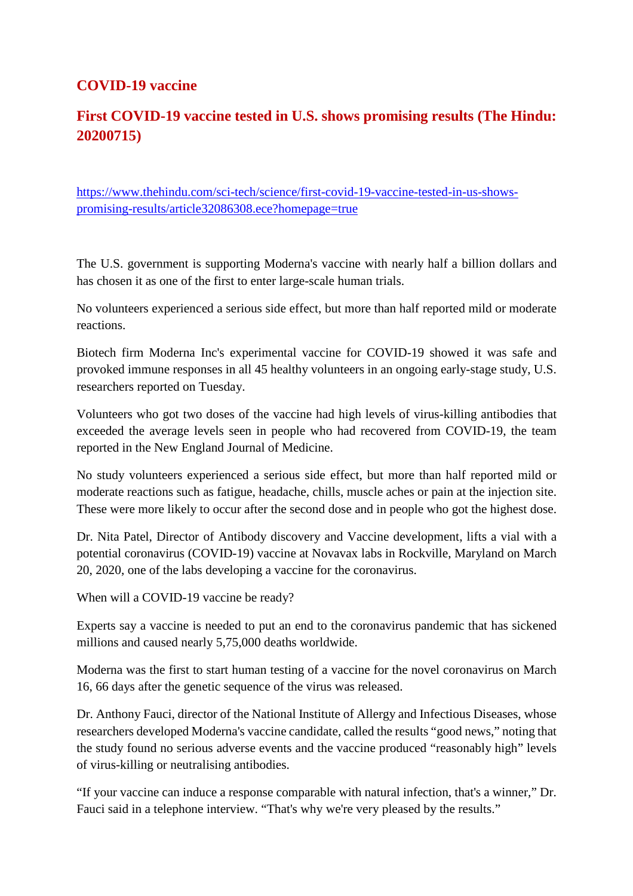## COVID-19 vaccine

## First COVID-19 vaccine tested in U.S. shows promising results (The Hindu: 20200715)

https://www.thehindu.com/sci-tech/science/first-covid-19-vaccine-tested-in-us-shows-promising-results/article32086308.ece?homepage=true

The U.S. government is supporting Moderna's vaccine with nearly half a billion dollars and has chosen it as one of the first to enter large-scale human trials.

No volunteers experienced a serious side effect, but more than half reported mild or moderate reactions.

Biotech firm Moderna Inc's experimental vaccine for COVID-19 showed it was safe and provoked immune responses in all 45 healthy volunteers in an ongoing early-stage study, U.S. researchers reported on Tuesday.

Volunteers who got two doses of the vaccine had high levels of virus-killing antibodies that exceeded the average levels seen in people who had recovered from COVID-19, the team reported in the New England Journal of Medicine.

No study volunteers experienced a serious side effect, but more than half reported mild or moderate reactions such as fatigue, headache, chills, muscle aches or pain at the injection site. These were more likely to occur after the second dose and in people who got the highest dose.

Dr. Nita Patel, Director of Antibody discovery and Vaccine development, lifts a vial with a potential coronavirus (COVID-19) vaccine at Novavax labs in Rockville, Maryland on March 20, 2020, one of the labs developing a vaccine for the coronavirus.

When will a COVID-19 vaccine be ready?

Experts say a vaccine is needed to put an end to the coronavirus pandemic that has sickened millions and caused nearly 5,75,000 deaths worldwide.

Moderna was the first to start human testing of a vaccine for the novel coronavirus on March 16, 66 days after the genetic sequence of the virus was released.

Dr. Anthony Fauci, director of the National Institute of Allergy and Infectious Diseases, whose researchers developed Moderna's vaccine candidate, called the results "good news," noting that the study found no serious adverse events and the vaccine produced "reasonably high" levels of virus-killing or neutralising antibodies.

"If your vaccine can induce a response comparable with natural infection, that's a winner," Dr. Fauci said in a telephone interview. "That's why we're very pleased by the results."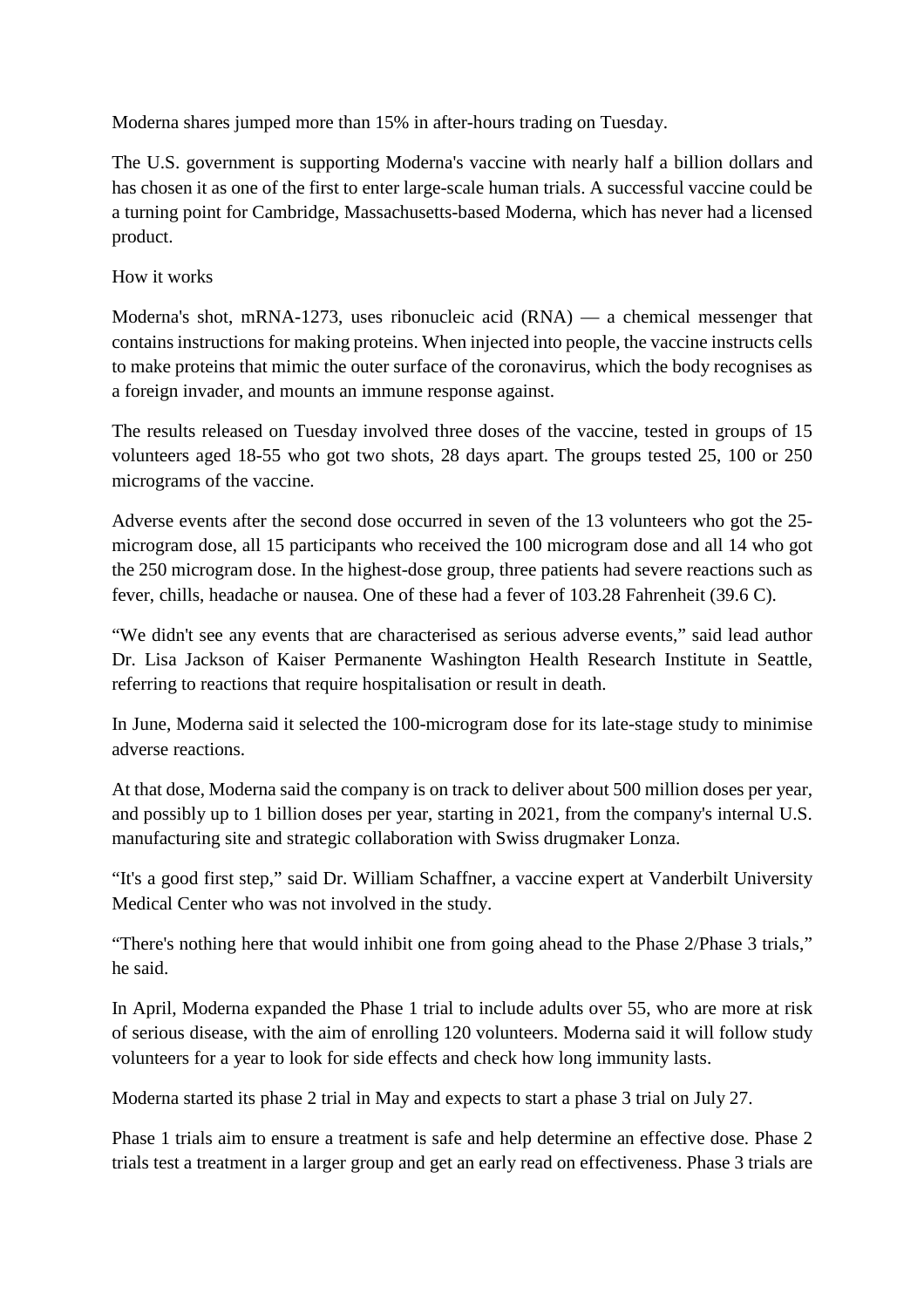Moderna shares jumped more than 15% in after-hours trading on Tuesday.

The U.S. government is supporting Moderna's vaccine with nearly half a billion dollars and has chosen it as one of the first to enter large-scale human trials. A successful vaccine could be a turning point for Cambridge, Massachusetts-based Moderna, which has never had a licensed product.

How it works

Moderna's shot, mRNA-1273, uses ribonucleic acid (RNA) — a chemical messenger that contains instructions for making proteins. When injected into people, the vaccine instructs cells to make proteins that mimic the outer surface of the coronavirus, which the body recognises as a foreign invader, and mounts an immune response against.

The results released on Tuesday involved three doses of the vaccine, tested in groups of 15 volunteers aged 18-55 who got two shots, 28 days apart. The groups tested 25, 100 or 250 micrograms of the vaccine.

Adverse events after the second dose occurred in seven of the 13 volunteers who got the 25-microgram dose, all 15 participants who received the 100 microgram dose and all 14 who got the 250 microgram dose. In the highest-dose group, three patients had severe reactions such as fever, chills, headache or nausea. One of these had a fever of 103.28 Fahrenheit (39.6 C).

"We didn't see any events that are characterised as serious adverse events," said lead author Dr. Lisa Jackson of Kaiser Permanente Washington Health Research Institute in Seattle, referring to reactions that require hospitalisation or result in death.

In June, Moderna said it selected the 100-microgram dose for its late-stage study to minimise adverse reactions.

At that dose, Moderna said the company is on track to deliver about 500 million doses per year, and possibly up to 1 billion doses per year, starting in 2021, from the company's internal U.S. manufacturing site and strategic collaboration with Swiss drugmaker Lonza.

"It's a good first step," said Dr. William Schaffner, a vaccine expert at Vanderbilt University Medical Center who was not involved in the study.

"There's nothing here that would inhibit one from going ahead to the Phase 2/Phase 3 trials," he said.

In April, Moderna expanded the Phase 1 trial to include adults over 55, who are more at risk of serious disease, with the aim of enrolling 120 volunteers. Moderna said it will follow study volunteers for a year to look for side effects and check how long immunity lasts.

Moderna started its phase 2 trial in May and expects to start a phase 3 trial on July 27.

Phase 1 trials aim to ensure a treatment is safe and help determine an effective dose. Phase 2 trials test a treatment in a larger group and get an early read on effectiveness. Phase 3 trials are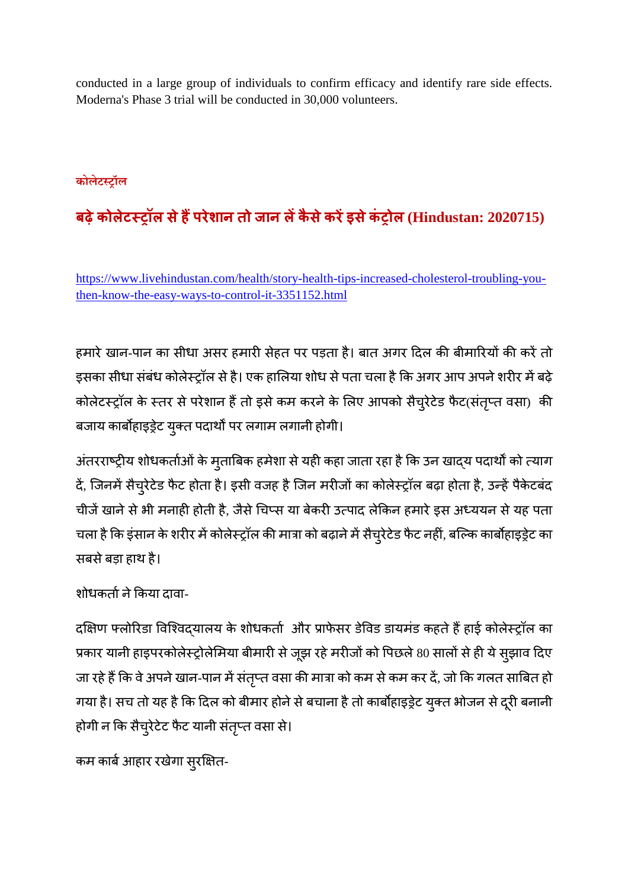conducted in a large group of individuals to confirm efficacy and identify rare side effects. Moderna's Phase 3 trial will be conducted in 30,000 volunteers.

**कोलेटस्ट्रॉल**

## बढ़े कोलेटस्ट्रॉल से हैं परेशान तो जान लें कैसे करें इसे कंट्रोल (Hindustan: 2020715)

https://www.livehindustan.com/health/story-health-tips-increased-cholesterol-troubling-you-then-know-the-easy-ways-to-control-it-3351152.html

हमारे खान-पान का सीधा असर हमारी सेहत पर पड़ता है। बात अगर दिल की बीमारियों की करें तो इसका सीधा संबंध कोलेस्ट्रॉल से है। एक हालिया शोध से पता चला है कि अगर आप अपने शरीर में बढ़े कोलेटस्ट्रॉल के स्तर से परेशान हैं तो इसे कम करने के लिए आपको सैचुरेटेड फैट(संतृप्त वसा) की बजाय कार्बोहाइड्रेट युक्त पदार्थों पर लगाम लगानी होगी।

अंतरराष्ट्रीय शोधकर्ताओं के मुताबिक हमेशा से यही कहा जाता रहा है कि उन खाद्य पदार्थों को त्याग दें, जिनमें सैचुरेटेड फैट होता है। इसी वजह है जिन मरीजों का कोलेस्ट्रॉल बढ़ा होता है, उन्हें पैकेटबंद चीजें खाने से भी मनाही होती है, जैसे चिप्स या बेकरी उत्पाद लेकिन हमारे इस अध्ययन से यह पता चला है कि इंसान के शरीर में कोलेस्ट्रॉल की मात्रा को बढ़ाने में सैचुरेटेड फैट नहीं, बल्कि कार्बोहाइड्रेट का सबसे बड़ा हाथ है।

शोधकर्ता ने किया दावा-

दक्षिण फ्लोरिडा विश्विद्यालय के शोधकर्ता और प्राफेसर डेविड डायमंड कहते हैं हाई कोलेस्ट्रॉल का प्रकार यानी हाइपरकोलेस्ट्रोलेमिया बीमारी से जूझ रहे मरीजों को पिछले 80 सालों से ही ये सुझाव दिए जा रहे हैं कि वे अपने खान-पान में संतृप्त वसा की मात्रा को कम से कम कर दें, जो कि गलत साबित हो गया है। सच तो यह है कि दिल को बीमार होने से बचाना है तो कार्बोहाइड्रेट युक्त भोजन से दूरी बनानी होगी न कि सैचुरेटेट फैट यानी संतृप्त वसा से।

कम कार्ब आहार रखेगा सुरक्षित-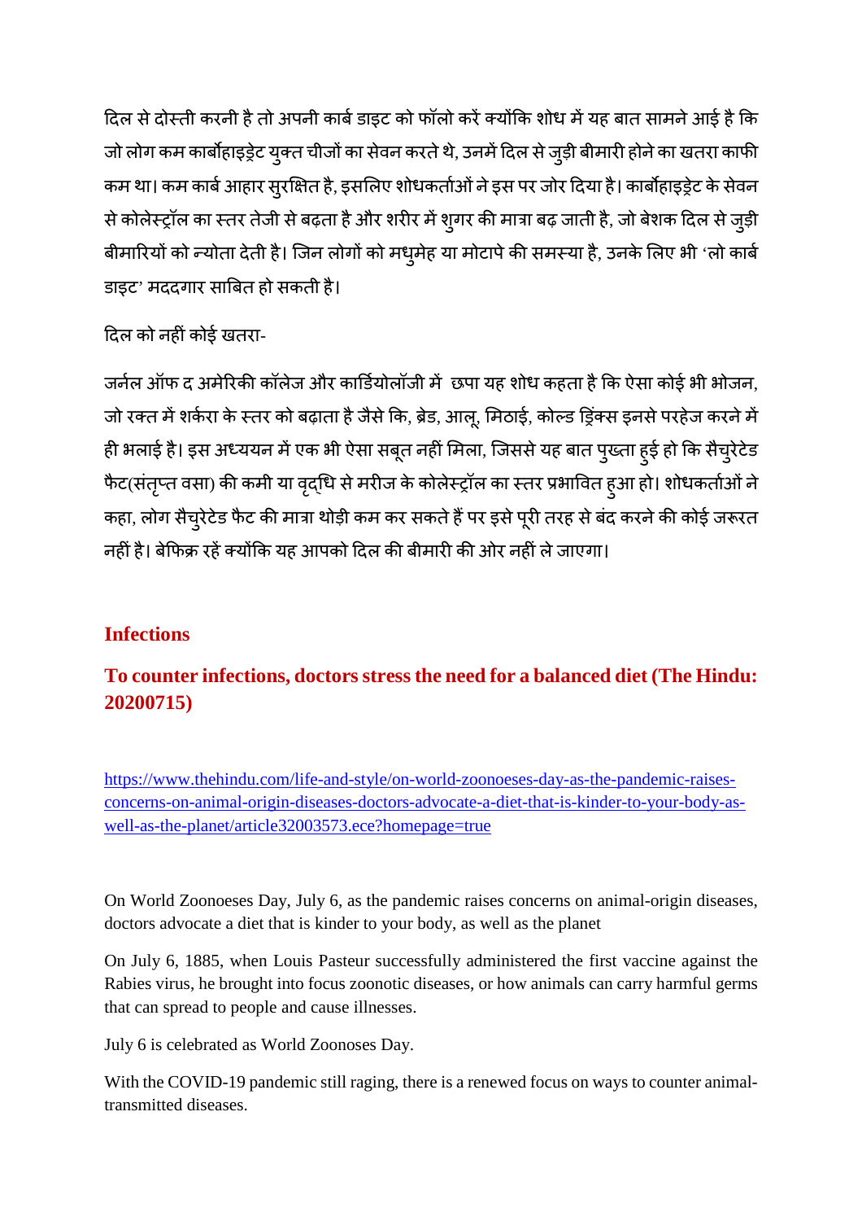दिल से दोस्ती करनी है तो अपनी कार्ब डाइट को फॉलो करें क्योंकि शोध में यह बात सामने आई है कि जो लोग कम कार्बोहाइड्रेट युक्त चीजों का सेवन करते थे, उनमें दिल से जुड़ी बीमारी होने का खतरा काफी कम था। कम कार्ब आहार सुरक्षित है, इसलिए शोधकर्ताओं ने इस पर जोर दिया है। कार्बोहाइड्रेट के सेवन से कोलेस्ट्रॉल का स्तर तेजी से बढ़ता है और शरीर में शुगर की मात्रा बढ़ जाती है, जो बेशक दिल से जुड़ी बीमारियों को न्योता देती है। जिन लोगों को मधुमेह या मोटापे की समस्या है, उनके लिए भी 'लो कार्ब डाइट' मददगार साबित हो सकती है।

दिल को नहीं कोई खतरा-

जर्नल ऑफ द अमेरिकी कॉलेज और कार्डियोलॉजी में छपा यह शोध कहता है कि ऐसा कोई भी भोजन, जो रक्त में शर्करा के स्तर को बढ़ाता है जैसे कि, ब्रेड, आलू, मिठाई, कोल्ड ड्रिंक्स इनसे परहेज करने में ही भलाई है। इस अध्ययन में एक भी ऐसा सबूत नहीं मिला, जिससे यह बात पुख्ता हुई हो कि सैचुरेटेड फैट(संतृप्त वसा) की कमी या वृद्धि से मरीज के कोलेस्ट्रॉल का स्तर प्रभावित हुआ हो। शोधकर्ताओं ने कहा, लोग सैचुरेटेड फैट की मात्रा थोड़ी कम कर सकते हैं पर इसे पूरी तरह से बंद करने की कोई जरूरत नहीं है। बेफिक्र रहें क्योंकि यह आपको दिल की बीमारी की ओर नहीं ले जाएगा।

## Infections

## To counter infections, doctors stress the need for a balanced diet (The Hindu: 20200715)

https://www.thehindu.com/life-and-style/on-world-zoonoeses-day-as-the-pandemic-raises-concerns-on-animal-origin-diseases-doctors-advocate-a-diet-that-is-kinder-to-your-body-as-well-as-the-planet/article32003573.ece?homepage=true

On World Zoonoeses Day, July 6, as the pandemic raises concerns on animal-origin diseases, doctors advocate a diet that is kinder to your body, as well as the planet

On July 6, 1885, when Louis Pasteur successfully administered the first vaccine against the Rabies virus, he brought into focus zoonotic diseases, or how animals can carry harmful germs that can spread to people and cause illnesses.

July 6 is celebrated as World Zoonoses Day.

With the COVID-19 pandemic still raging, there is a renewed focus on ways to counter animal-transmitted diseases.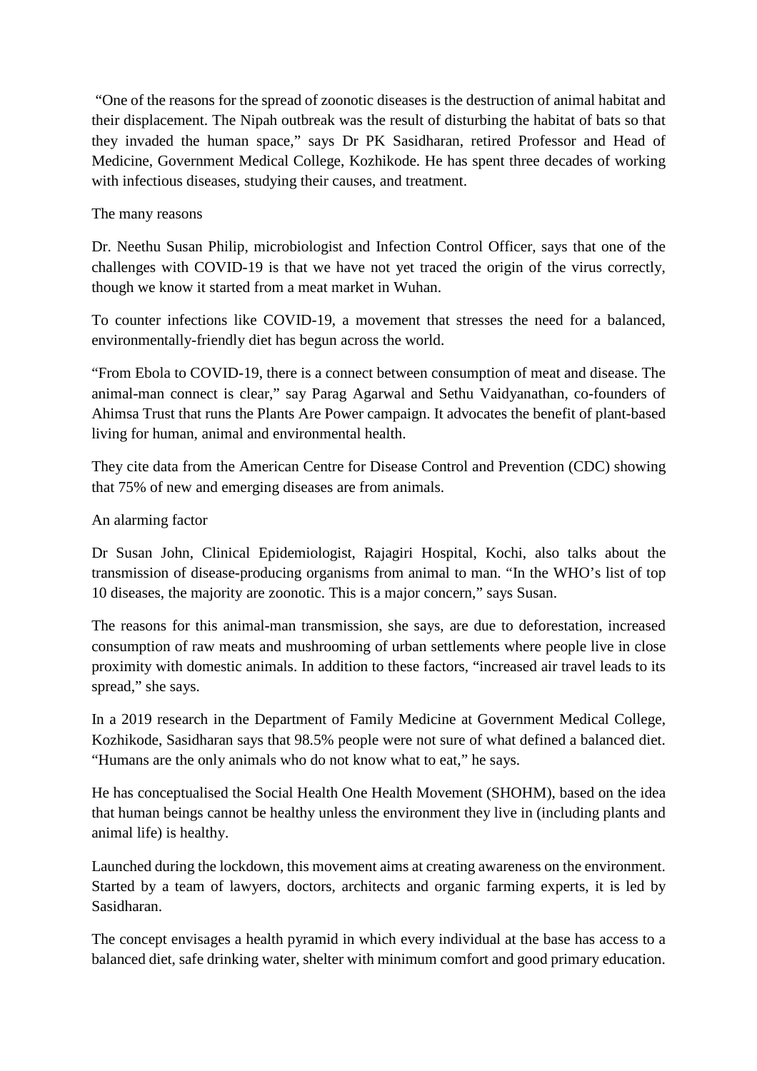"One of the reasons for the spread of zoonotic diseases is the destruction of animal habitat and their displacement. The Nipah outbreak was the result of disturbing the habitat of bats so that they invaded the human space," says Dr PK Sasidharan, retired Professor and Head of Medicine, Government Medical College, Kozhikode. He has spent three decades of working with infectious diseases, studying their causes, and treatment.

## The many reasons

Dr. Neethu Susan Philip, microbiologist and Infection Control Officer, says that one of the challenges with COVID-19 is that we have not yet traced the origin of the virus correctly, though we know it started from a meat market in Wuhan.

To counter infections like COVID-19, a movement that stresses the need for a balanced, environmentally-friendly diet has begun across the world.

"From Ebola to COVID-19, there is a connect between consumption of meat and disease. The animal-man connect is clear," say Parag Agarwal and Sethu Vaidyanathan, co-founders of Ahimsa Trust that runs the Plants Are Power campaign. It advocates the benefit of plant-based living for human, animal and environmental health.

They cite data from the American Centre for Disease Control and Prevention (CDC) showing that 75% of new and emerging diseases are from animals.

## An alarming factor

Dr Susan John, Clinical Epidemiologist, Rajagiri Hospital, Kochi, also talks about the transmission of disease-producing organisms from animal to man. "In the WHO's list of top 10 diseases, the majority are zoonotic. This is a major concern," says Susan.

The reasons for this animal-man transmission, she says, are due to deforestation, increased consumption of raw meats and mushrooming of urban settlements where people live in close proximity with domestic animals. In addition to these factors, "increased air travel leads to its spread," she says.

In a 2019 research in the Department of Family Medicine at Government Medical College, Kozhikode, Sasidharan says that 98.5% people were not sure of what defined a balanced diet. "Humans are the only animals who do not know what to eat," he says.

He has conceptualised the Social Health One Health Movement (SHOHM), based on the idea that human beings cannot be healthy unless the environment they live in (including plants and animal life) is healthy.

Launched during the lockdown, this movement aims at creating awareness on the environment. Started by a team of lawyers, doctors, architects and organic farming experts, it is led by Sasidharan.

The concept envisages a health pyramid in which every individual at the base has access to a balanced diet, safe drinking water, shelter with minimum comfort and good primary education.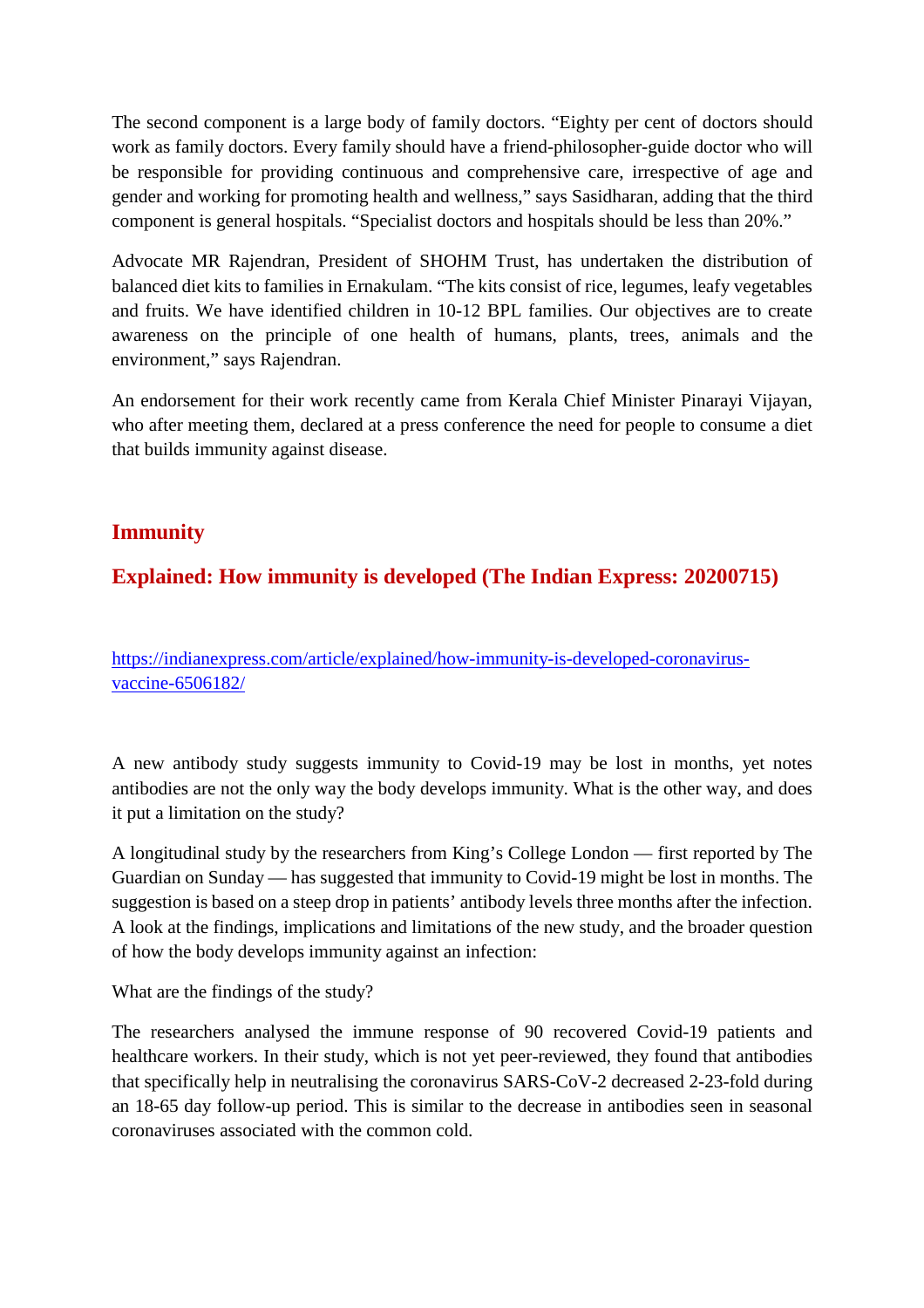The second component is a large body of family doctors. "Eighty per cent of doctors should work as family doctors. Every family should have a friend-philosopher-guide doctor who will be responsible for providing continuous and comprehensive care, irrespective of age and gender and working for promoting health and wellness," says Sasidharan, adding that the third component is general hospitals. "Specialist doctors and hospitals should be less than 20%."

Advocate MR Rajendran, President of SHOHM Trust, has undertaken the distribution of balanced diet kits to families in Ernakulam. "The kits consist of rice, legumes, leafy vegetables and fruits. We have identified children in 10-12 BPL families. Our objectives are to create awareness on the principle of one health of humans, plants, trees, animals and the environment," says Rajendran.

An endorsement for their work recently came from Kerala Chief Minister Pinarayi Vijayan, who after meeting them, declared at a press conference the need for people to consume a diet that builds immunity against disease.

## Immunity

## Explained: How immunity is developed (The Indian Express: 20200715)

https://indianexpress.com/article/explained/how-immunity-is-developed-coronavirus-vaccine-6506182/

A new antibody study suggests immunity to Covid-19 may be lost in months, yet notes antibodies are not the only way the body develops immunity. What is the other way, and does it put a limitation on the study?

A longitudinal study by the researchers from King's College London — first reported by The Guardian on Sunday — has suggested that immunity to Covid-19 might be lost in months. The suggestion is based on a steep drop in patients' antibody levels three months after the infection. A look at the findings, implications and limitations of the new study, and the broader question of how the body develops immunity against an infection:

What are the findings of the study?

The researchers analysed the immune response of 90 recovered Covid-19 patients and healthcare workers. In their study, which is not yet peer-reviewed, they found that antibodies that specifically help in neutralising the coronavirus SARS-CoV-2 decreased 2-23-fold during an 18-65 day follow-up period. This is similar to the decrease in antibodies seen in seasonal coronaviruses associated with the common cold.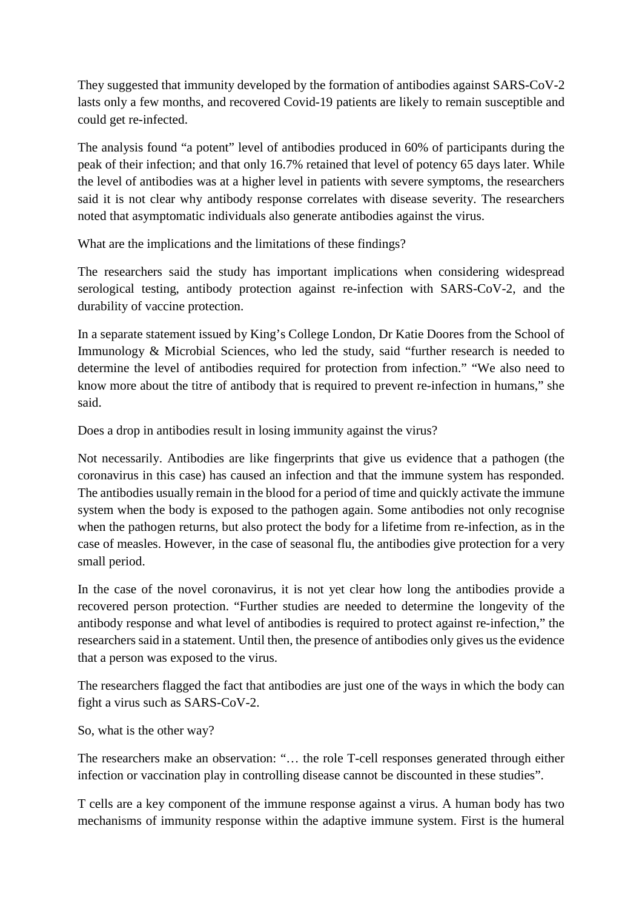They suggested that immunity developed by the formation of antibodies against SARS-CoV-2 lasts only a few months, and recovered Covid-19 patients are likely to remain susceptible and could get re-infected.

The analysis found "a potent" level of antibodies produced in 60% of participants during the peak of their infection; and that only 16.7% retained that level of potency 65 days later. While the level of antibodies was at a higher level in patients with severe symptoms, the researchers said it is not clear why antibody response correlates with disease severity. The researchers noted that asymptomatic individuals also generate antibodies against the virus.

What are the implications and the limitations of these findings?

The researchers said the study has important implications when considering widespread serological testing, antibody protection against re-infection with SARS-CoV-2, and the durability of vaccine protection.

In a separate statement issued by King's College London, Dr Katie Doores from the School of Immunology & Microbial Sciences, who led the study, said "further research is needed to determine the level of antibodies required for protection from infection." "We also need to know more about the titre of antibody that is required to prevent re-infection in humans," she said.

Does a drop in antibodies result in losing immunity against the virus?

Not necessarily. Antibodies are like fingerprints that give us evidence that a pathogen (the coronavirus in this case) has caused an infection and that the immune system has responded. The antibodies usually remain in the blood for a period of time and quickly activate the immune system when the body is exposed to the pathogen again. Some antibodies not only recognise when the pathogen returns, but also protect the body for a lifetime from re-infection, as in the case of measles. However, in the case of seasonal flu, the antibodies give protection for a very small period.

In the case of the novel coronavirus, it is not yet clear how long the antibodies provide a recovered person protection. "Further studies are needed to determine the longevity of the antibody response and what level of antibodies is required to protect against re-infection," the researchers said in a statement. Until then, the presence of antibodies only gives us the evidence that a person was exposed to the virus.

The researchers flagged the fact that antibodies are just one of the ways in which the body can fight a virus such as SARS-CoV-2.

So, what is the other way?

The researchers make an observation: "… the role T-cell responses generated through either infection or vaccination play in controlling disease cannot be discounted in these studies".

T cells are a key component of the immune response against a virus. A human body has two mechanisms of immunity response within the adaptive immune system. First is the humeral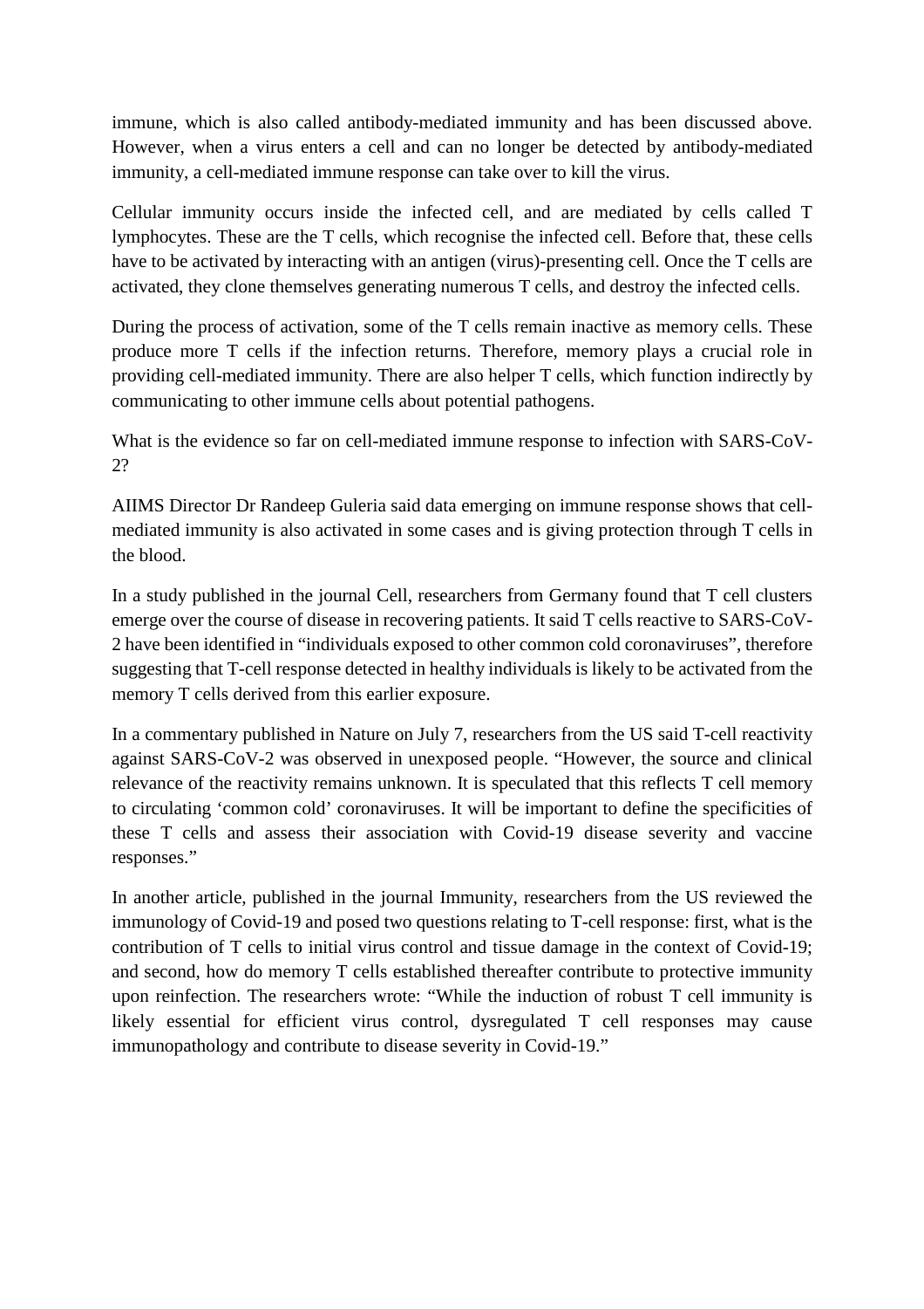immune, which is also called antibody-mediated immunity and has been discussed above. However, when a virus enters a cell and can no longer be detected by antibody-mediated immunity, a cell-mediated immune response can take over to kill the virus.

Cellular immunity occurs inside the infected cell, and are mediated by cells called T lymphocytes. These are the T cells, which recognise the infected cell. Before that, these cells have to be activated by interacting with an antigen (virus)-presenting cell. Once the T cells are activated, they clone themselves generating numerous T cells, and destroy the infected cells.

During the process of activation, some of the T cells remain inactive as memory cells. These produce more T cells if the infection returns. Therefore, memory plays a crucial role in providing cell-mediated immunity. There are also helper T cells, which function indirectly by communicating to other immune cells about potential pathogens.

What is the evidence so far on cell-mediated immune response to infection with SARS-CoV-2?

AIIMS Director Dr Randeep Guleria said data emerging on immune response shows that cell-mediated immunity is also activated in some cases and is giving protection through T cells in the blood.

In a study published in the journal Cell, researchers from Germany found that T cell clusters emerge over the course of disease in recovering patients. It said T cells reactive to SARS-CoV-2 have been identified in "individuals exposed to other common cold coronaviruses", therefore suggesting that T-cell response detected in healthy individuals is likely to be activated from the memory T cells derived from this earlier exposure.

In a commentary published in Nature on July 7, researchers from the US said T-cell reactivity against SARS-CoV-2 was observed in unexposed people. "However, the source and clinical relevance of the reactivity remains unknown. It is speculated that this reflects T cell memory to circulating 'common cold' coronaviruses. It will be important to define the specificities of these T cells and assess their association with Covid-19 disease severity and vaccine responses."

In another article, published in the journal Immunity, researchers from the US reviewed the immunology of Covid-19 and posed two questions relating to T-cell response: first, what is the contribution of T cells to initial virus control and tissue damage in the context of Covid-19; and second, how do memory T cells established thereafter contribute to protective immunity upon reinfection. The researchers wrote: "While the induction of robust T cell immunity is likely essential for efficient virus control, dysregulated T cell responses may cause immunopathology and contribute to disease severity in Covid-19."